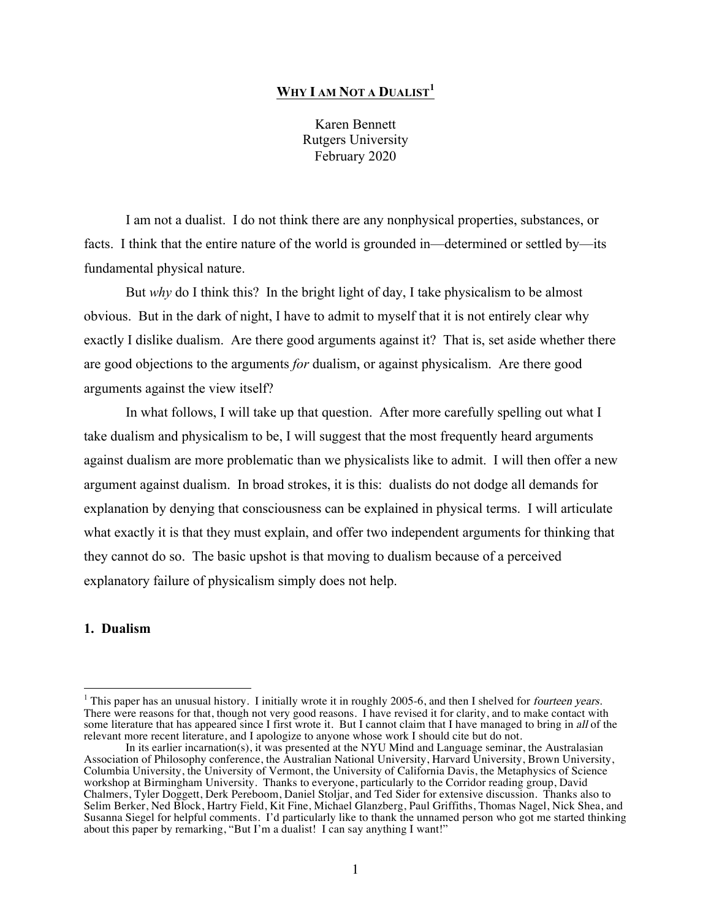# WHY I AM NOT A DUALIST[1]

Karen Bennett
Rutgers University
February 2020

I am not a dualist. I do not think there are any nonphysical properties, substances, or facts. I think that the entire nature of the world is grounded in—determined or settled by—its fundamental physical nature.

But *why* do I think this? In the bright light of day, I take physicalism to be almost obvious. But in the dark of night, I have to admit to myself that it is not entirely clear why exactly I dislike dualism. Are there good arguments against it? That is, set aside whether there are good objections to the arguments *for* dualism, or against physicalism. Are there good arguments against the view itself?

In what follows, I will take up that question. After more carefully spelling out what I take dualism and physicalism to be, I will suggest that the most frequently heard arguments against dualism are more problematic than we physicalists like to admit. I will then offer a new argument against dualism. In broad strokes, it is this: dualists do not dodge all demands for explanation by denying that consciousness can be explained in physical terms. I will articulate what exactly it is that they must explain, and offer two independent arguments for thinking that they cannot do so. The basic upshot is that moving to dualism because of a perceived explanatory failure of physicalism simply does not help.

## 1. Dualism

---

[1] This paper has an unusual history. I initially wrote it in roughly 2005-6, and then I shelved for *fourteen years*. There were reasons for that, though not very good reasons. I have revised it for clarity, and to make contact with some literature that has appeared since I first wrote it. But I cannot claim that I have managed to bring in *all* of the relevant more recent literature, and I apologize to anyone whose work I should cite but do not.

In its earlier incarnation(s), it was presented at the NYU Mind and Language seminar, the Australasian Association of Philosophy conference, the Australian National University, Harvard University, Brown University, Columbia University, the University of Vermont, the University of California Davis, the Metaphysics of Science workshop at Birmingham University. Thanks to everyone, particularly to the Corridor reading group, David Chalmers, Tyler Doggett, Derk Pereboom, Daniel Stoljar, and Ted Sider for extensive discussion. Thanks also to Selim Berker, Ned Block, Hartry Field, Kit Fine, Michael Glanzberg, Paul Griffiths, Thomas Nagel, Nick Shea, and Susanna Siegel for helpful comments. I'd particularly like to thank the unnamed person who got me started thinking about this paper by remarking, "But I'm a dualist! I can say anything I want!"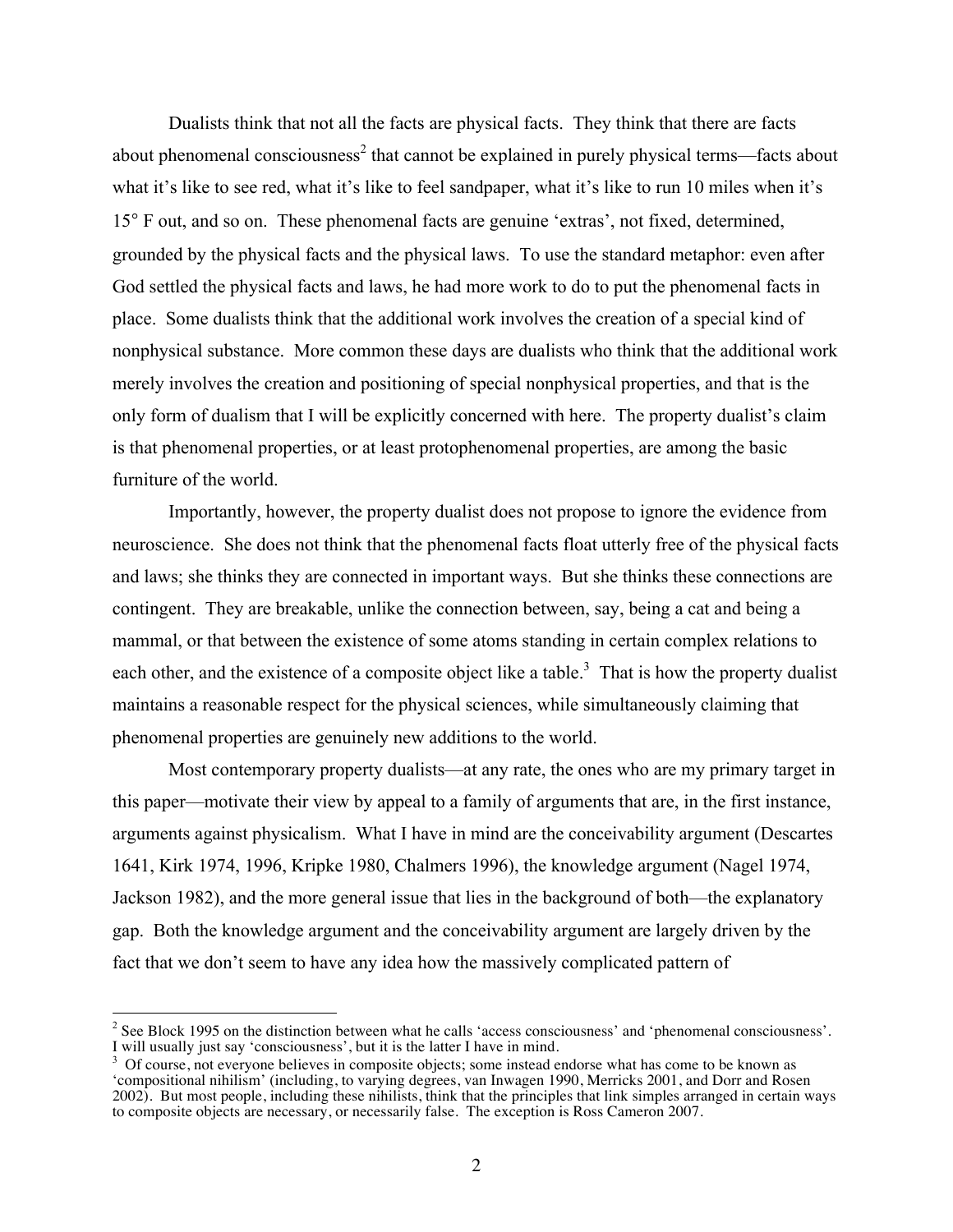Dualists think that not all the facts are physical facts. They think that there are facts about phenomenal consciousness[2] that cannot be explained in purely physical terms—facts about what it's like to see red, what it's like to feel sandpaper, what it's like to run 10 miles when it's 15° F out, and so on. These phenomenal facts are genuine 'extras', not fixed, determined, grounded by the physical facts and the physical laws. To use the standard metaphor: even after God settled the physical facts and laws, he had more work to do to put the phenomenal facts in place. Some dualists think that the additional work involves the creation of a special kind of nonphysical substance. More common these days are dualists who think that the additional work merely involves the creation and positioning of special nonphysical properties, and that is the only form of dualism that I will be explicitly concerned with here. The property dualist's claim is that phenomenal properties, or at least protophenomenal properties, are among the basic furniture of the world.

Importantly, however, the property dualist does not propose to ignore the evidence from neuroscience. She does not think that the phenomenal facts float utterly free of the physical facts and laws; she thinks they are connected in important ways. But she thinks these connections are contingent. They are breakable, unlike the connection between, say, being a cat and being a mammal, or that between the existence of some atoms standing in certain complex relations to each other, and the existence of a composite object like a table.[3] That is how the property dualist maintains a reasonable respect for the physical sciences, while simultaneously claiming that phenomenal properties are genuinely new additions to the world.

Most contemporary property dualists—at any rate, the ones who are my primary target in this paper—motivate their view by appeal to a family of arguments that are, in the first instance, arguments against physicalism. What I have in mind are the conceivability argument (Descartes 1641, Kirk 1974, 1996, Kripke 1980, Chalmers 1996), the knowledge argument (Nagel 1974, Jackson 1982), and the more general issue that lies in the background of both—the explanatory gap. Both the knowledge argument and the conceivability argument are largely driven by the fact that we don't seem to have any idea how the massively complicated pattern of

---

[2] See Block 1995 on the distinction between what he calls 'access consciousness' and 'phenomenal consciousness'. I will usually just say 'consciousness', but it is the latter I have in mind.

[3] Of course, not everyone believes in composite objects; some instead endorse what has come to be known as 'compositional nihilism' (including, to varying degrees, van Inwagen 1990, Merricks 2001, and Dorr and Rosen 2002). But most people, including these nihilists, think that the principles that link simples arranged in certain ways to composite objects are necessary, or necessarily false. The exception is Ross Cameron 2007.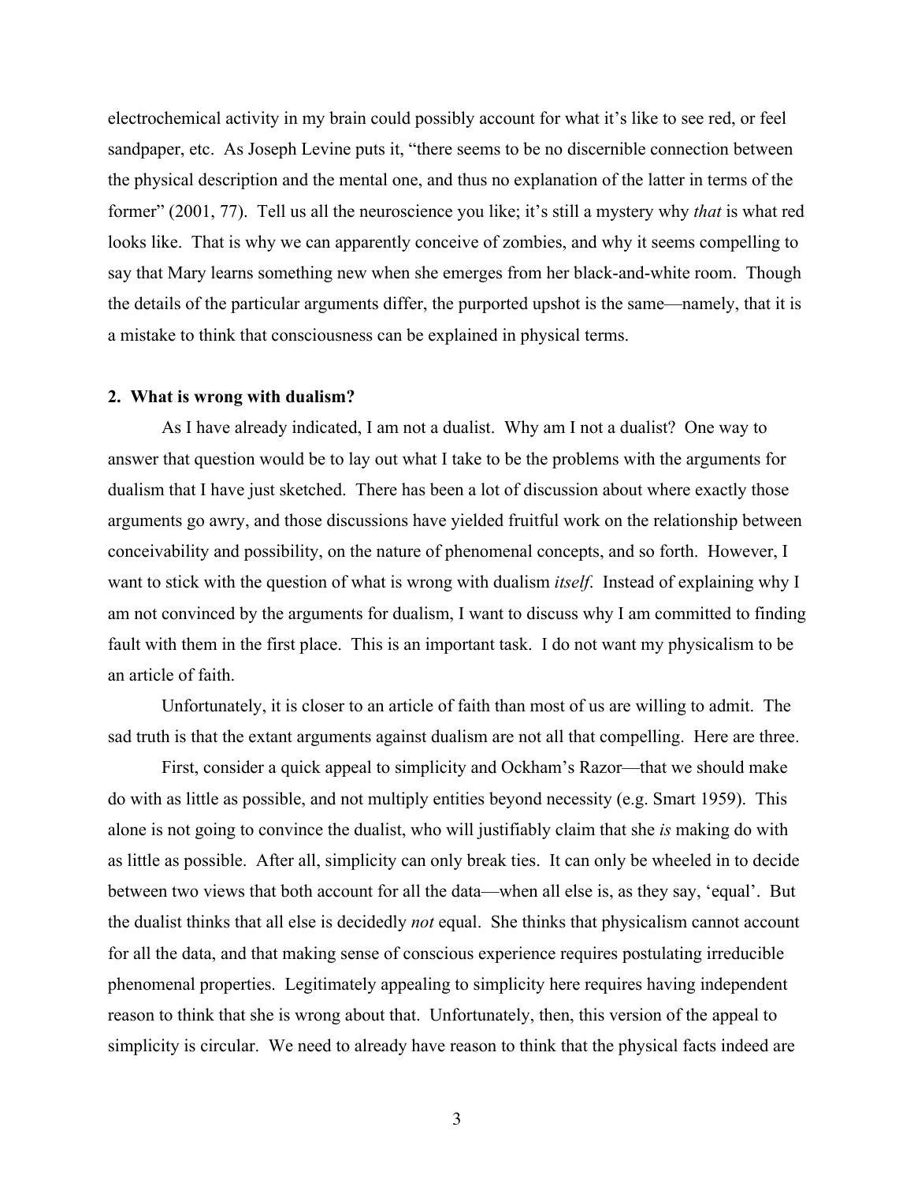electrochemical activity in my brain could possibly account for what it's like to see red, or feel sandpaper, etc. As Joseph Levine puts it, "there seems to be no discernible connection between the physical description and the mental one, and thus no explanation of the latter in terms of the former" (2001, 77). Tell us all the neuroscience you like; it's still a mystery why *that* is what red looks like. That is why we can apparently conceive of zombies, and why it seems compelling to say that Mary learns something new when she emerges from her black-and-white room. Though the details of the particular arguments differ, the purported upshot is the same—namely, that it is a mistake to think that consciousness can be explained in physical terms.

## 2. What is wrong with dualism?

As I have already indicated, I am not a dualist. Why am I not a dualist? One way to answer that question would be to lay out what I take to be the problems with the arguments for dualism that I have just sketched. There has been a lot of discussion about where exactly those arguments go awry, and those discussions have yielded fruitful work on the relationship between conceivability and possibility, on the nature of phenomenal concepts, and so forth. However, I want to stick with the question of what is wrong with dualism *itself*. Instead of explaining why I am not convinced by the arguments for dualism, I want to discuss why I am committed to finding fault with them in the first place. This is an important task. I do not want my physicalism to be an article of faith.

Unfortunately, it is closer to an article of faith than most of us are willing to admit. The sad truth is that the extant arguments against dualism are not all that compelling. Here are three.

First, consider a quick appeal to simplicity and Ockham's Razor—that we should make do with as little as possible, and not multiply entities beyond necessity (e.g. Smart 1959). This alone is not going to convince the dualist, who will justifiably claim that she *is* making do with as little as possible. After all, simplicity can only break ties. It can only be wheeled in to decide between two views that both account for all the data—when all else is, as they say, 'equal'. But the dualist thinks that all else is decidedly *not* equal. She thinks that physicalism cannot account for all the data, and that making sense of conscious experience requires postulating irreducible phenomenal properties. Legitimately appealing to simplicity here requires having independent reason to think that she is wrong about that. Unfortunately, then, this version of the appeal to simplicity is circular. We need to already have reason to think that the physical facts indeed are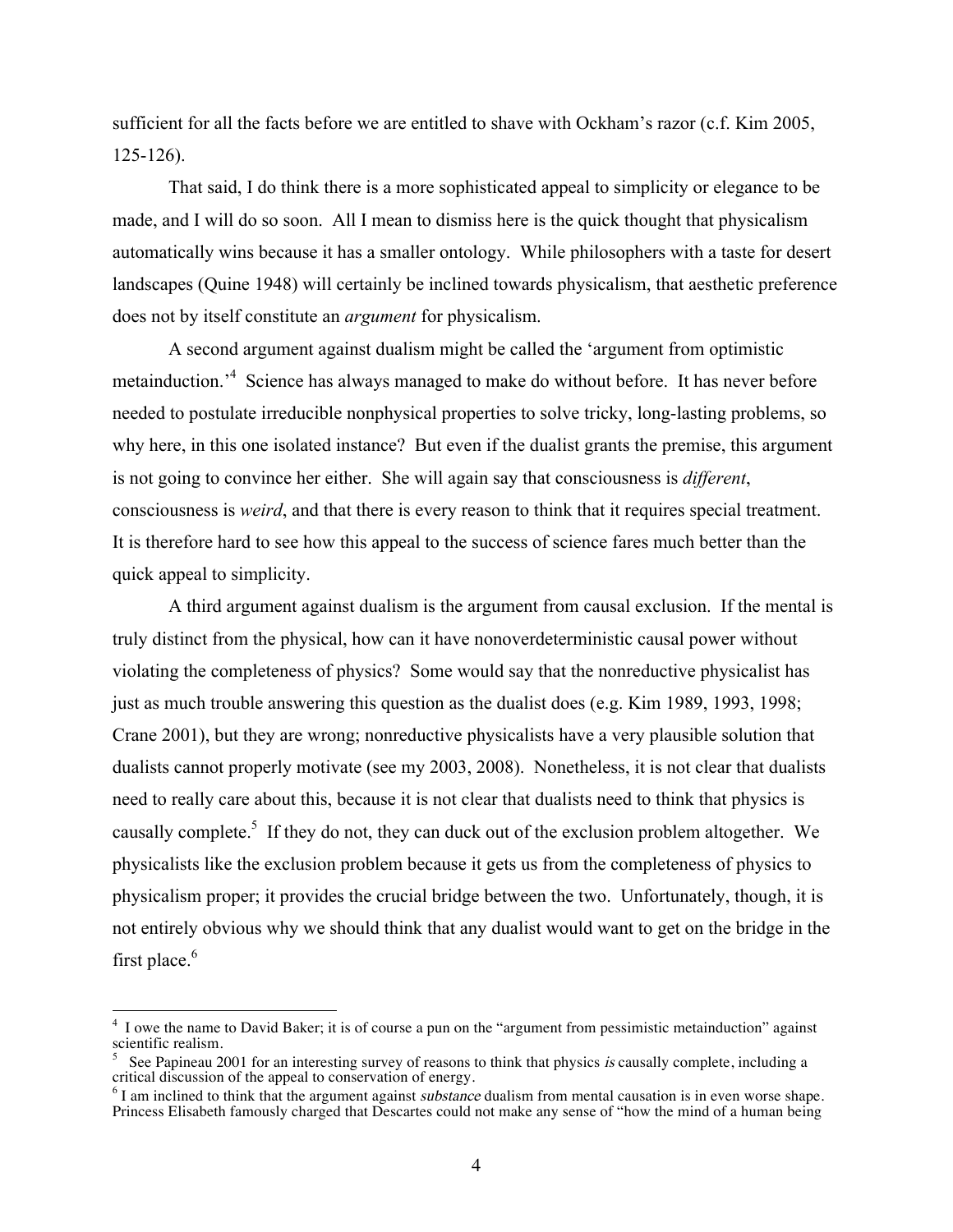sufficient for all the facts before we are entitled to shave with Ockham's razor (c.f. Kim 2005, 125-126).

That said, I do think there is a more sophisticated appeal to simplicity or elegance to be made, and I will do so soon. All I mean to dismiss here is the quick thought that physicalism automatically wins because it has a smaller ontology. While philosophers with a taste for desert landscapes (Quine 1948) will certainly be inclined towards physicalism, that aesthetic preference does not by itself constitute an *argument* for physicalism.

A second argument against dualism might be called the 'argument from optimistic metainduction.'[4] Science has always managed to make do without before. It has never before needed to postulate irreducible nonphysical properties to solve tricky, long-lasting problems, so why here, in this one isolated instance? But even if the dualist grants the premise, this argument is not going to convince her either. She will again say that consciousness is *different*, consciousness is *weird*, and that there is every reason to think that it requires special treatment. It is therefore hard to see how this appeal to the success of science fares much better than the quick appeal to simplicity.

A third argument against dualism is the argument from causal exclusion. If the mental is truly distinct from the physical, how can it have nonoverdeterministic causal power without violating the completeness of physics? Some would say that the nonreductive physicalist has just as much trouble answering this question as the dualist does (e.g. Kim 1989, 1993, 1998; Crane 2001), but they are wrong; nonreductive physicalists have a very plausible solution that dualists cannot properly motivate (see my 2003, 2008). Nonetheless, it is not clear that dualists need to really care about this, because it is not clear that dualists need to think that physics is causally complete.[5] If they do not, they can duck out of the exclusion problem altogether. We physicalists like the exclusion problem because it gets us from the completeness of physics to physicalism proper; it provides the crucial bridge between the two. Unfortunately, though, it is not entirely obvious why we should think that any dualist would want to get on the bridge in the first place.[6]

---

[4] I owe the name to David Baker; it is of course a pun on the "argument from pessimistic metainduction" against scientific realism.

[5] See Papineau 2001 for an interesting survey of reasons to think that physics *is* causally complete, including a critical discussion of the appeal to conservation of energy.

[6] I am inclined to think that the argument against *substance* dualism from mental causation is in even worse shape. Princess Elisabeth famously charged that Descartes could not make any sense of "how the mind of a human being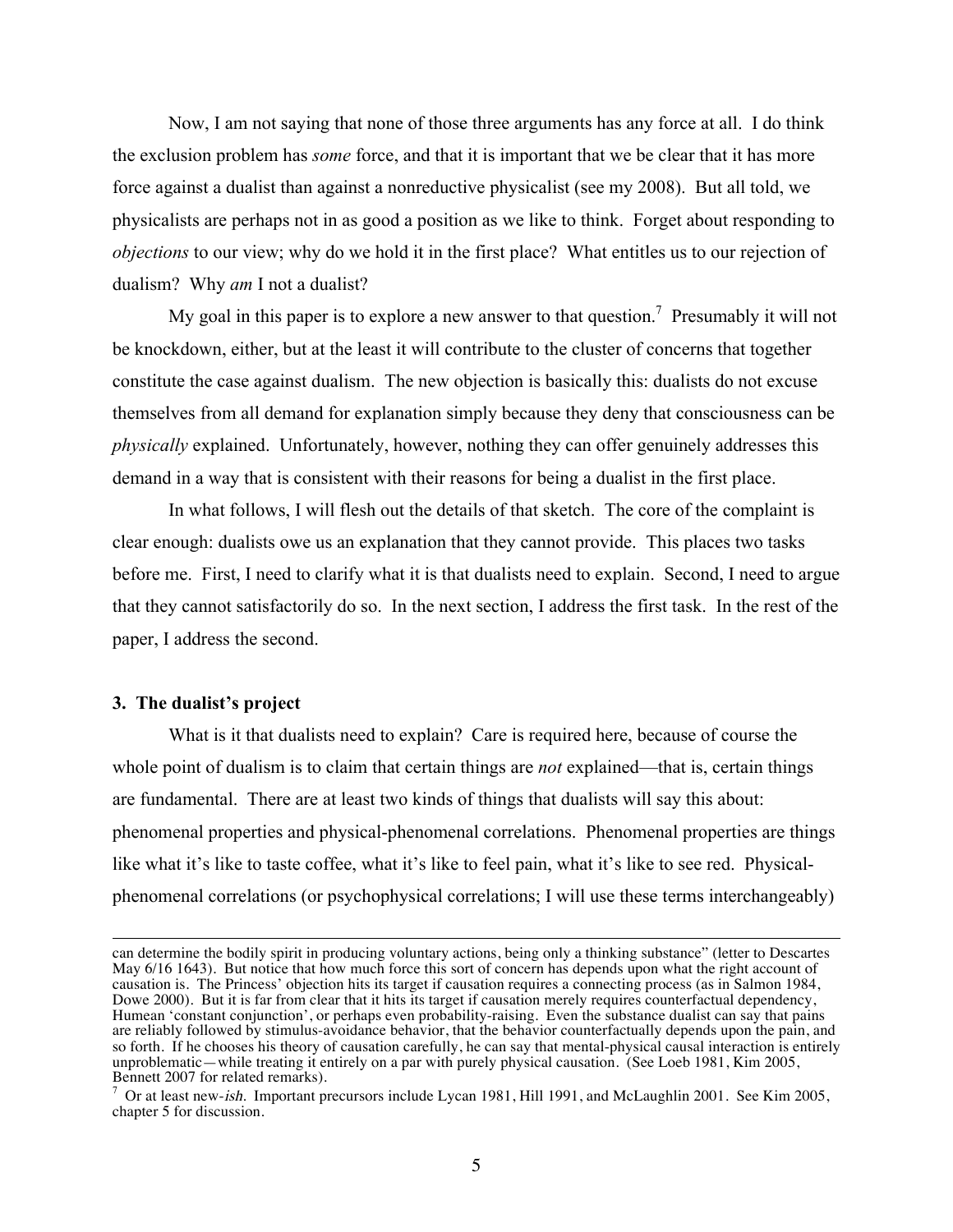Now, I am not saying that none of those three arguments has any force at all. I do think the exclusion problem has *some* force, and that it is important that we be clear that it has more force against a dualist than against a nonreductive physicalist (see my 2008). But all told, we physicalists are perhaps not in as good a position as we like to think. Forget about responding to *objections* to our view; why do we hold it in the first place? What entitles us to our rejection of dualism? Why *am* I not a dualist?

My goal in this paper is to explore a new answer to that question.[7] Presumably it will not be knockdown, either, but at the least it will contribute to the cluster of concerns that together constitute the case against dualism. The new objection is basically this: dualists do not excuse themselves from all demand for explanation simply because they deny that consciousness can be *physically* explained. Unfortunately, however, nothing they can offer genuinely addresses this demand in a way that is consistent with their reasons for being a dualist in the first place.

In what follows, I will flesh out the details of that sketch. The core of the complaint is clear enough: dualists owe us an explanation that they cannot provide. This places two tasks before me. First, I need to clarify what it is that dualists need to explain. Second, I need to argue that they cannot satisfactorily do so. In the next section, I address the first task. In the rest of the paper, I address the second.

### 3. The dualist's project

What is it that dualists need to explain? Care is required here, because of course the whole point of dualism is to claim that certain things are *not* explained—that is, certain things are fundamental. There are at least two kinds of things that dualists will say this about: phenomenal properties and physical-phenomenal correlations. Phenomenal properties are things like what it's like to taste coffee, what it's like to feel pain, what it's like to see red. Physical-phenomenal correlations (or psychophysical correlations; I will use these terms interchangeably)

---

can determine the bodily spirit in producing voluntary actions, being only a thinking substance" (letter to Descartes May 6/16 1643). But notice that how much force this sort of concern has depends upon what the right account of causation is. The Princess' objection hits its target if causation requires a connecting process (as in Salmon 1984, Dowe 2000). But it is far from clear that it hits its target if causation merely requires counterfactual dependency, Humean 'constant conjunction', or perhaps even probability-raising. Even the substance dualist can say that pains are reliably followed by stimulus-avoidance behavior, that the behavior counterfactually depends upon the pain, and so forth. If he chooses his theory of causation carefully, he can say that mental-physical causal interaction is entirely unproblematic—while treating it entirely on a par with purely physical causation. (See Loeb 1981, Kim 2005, Bennett 2007 for related remarks).

[7] Or at least new-*ish*. Important precursors include Lycan 1981, Hill 1991, and McLaughlin 2001. See Kim 2005, chapter 5 for discussion.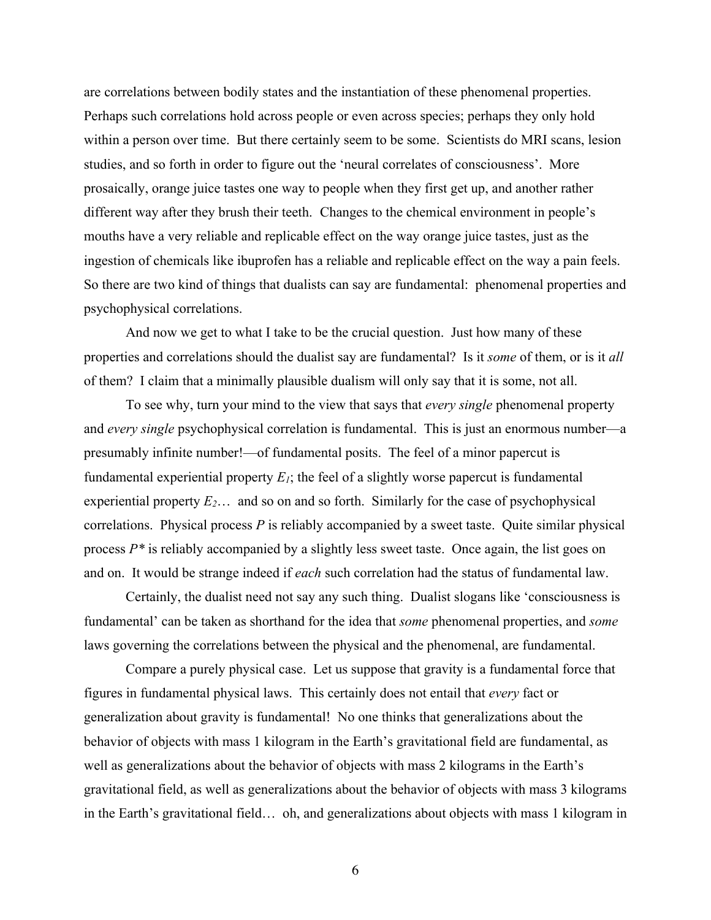are correlations between bodily states and the instantiation of these phenomenal properties. Perhaps such correlations hold across people or even across species; perhaps they only hold within a person over time. But there certainly seem to be some. Scientists do MRI scans, lesion studies, and so forth in order to figure out the 'neural correlates of consciousness'. More prosaically, orange juice tastes one way to people when they first get up, and another rather different way after they brush their teeth. Changes to the chemical environment in people's mouths have a very reliable and replicable effect on the way orange juice tastes, just as the ingestion of chemicals like ibuprofen has a reliable and replicable effect on the way a pain feels. So there are two kind of things that dualists can say are fundamental: phenomenal properties and psychophysical correlations.

And now we get to what I take to be the crucial question. Just how many of these properties and correlations should the dualist say are fundamental? Is it *some* of them, or is it *all* of them? I claim that a minimally plausible dualism will only say that it is some, not all.

To see why, turn your mind to the view that says that *every single* phenomenal property and *every single* psychophysical correlation is fundamental. This is just an enormous number—a presumably infinite number!—of fundamental posits. The feel of a minor papercut is fundamental experiential property $E_1$; the feel of a slightly worse papercut is fundamental experiential property $E_2$… and so on and so forth. Similarly for the case of psychophysical correlations. Physical process *P* is reliably accompanied by a sweet taste. Quite similar physical process *P\** is reliably accompanied by a slightly less sweet taste. Once again, the list goes on and on. It would be strange indeed if *each* such correlation had the status of fundamental law.

Certainly, the dualist need not say any such thing. Dualist slogans like 'consciousness is fundamental' can be taken as shorthand for the idea that *some* phenomenal properties, and *some* laws governing the correlations between the physical and the phenomenal, are fundamental.

Compare a purely physical case. Let us suppose that gravity is a fundamental force that figures in fundamental physical laws. This certainly does not entail that *every* fact or generalization about gravity is fundamental! No one thinks that generalizations about the behavior of objects with mass 1 kilogram in the Earth's gravitational field are fundamental, as well as generalizations about the behavior of objects with mass 2 kilograms in the Earth's gravitational field, as well as generalizations about the behavior of objects with mass 3 kilograms in the Earth's gravitational field… oh, and generalizations about objects with mass 1 kilogram in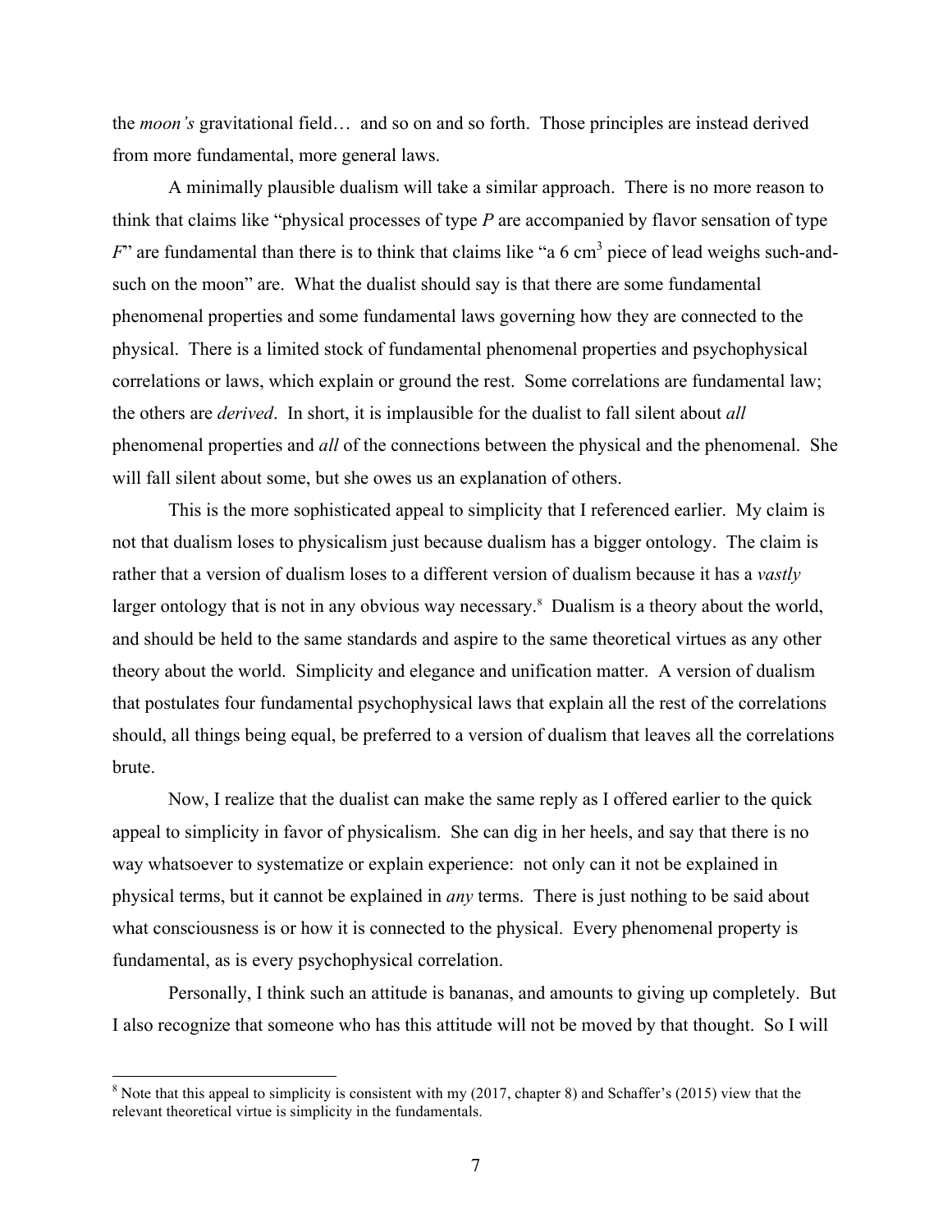the *moon's* gravitational field… and so on and so forth. Those principles are instead derived from more fundamental, more general laws.

A minimally plausible dualism will take a similar approach. There is no more reason to think that claims like "physical processes of type *P* are accompanied by flavor sensation of type *F*" are fundamental than there is to think that claims like "a 6 $cm^3$ piece of lead weighs such-and-such on the moon" are. What the dualist should say is that there are some fundamental phenomenal properties and some fundamental laws governing how they are connected to the physical. There is a limited stock of fundamental phenomenal properties and psychophysical correlations or laws, which explain or ground the rest. Some correlations are fundamental law; the others are *derived*. In short, it is implausible for the dualist to fall silent about *all* phenomenal properties and *all* of the connections between the physical and the phenomenal. She will fall silent about some, but she owes us an explanation of others.

This is the more sophisticated appeal to simplicity that I referenced earlier. My claim is not that dualism loses to physicalism just because dualism has a bigger ontology. The claim is rather that a version of dualism loses to a different version of dualism because it has a *vastly* larger ontology that is not in any obvious way necessary.[8] Dualism is a theory about the world, and should be held to the same standards and aspire to the same theoretical virtues as any other theory about the world. Simplicity and elegance and unification matter. A version of dualism that postulates four fundamental psychophysical laws that explain all the rest of the correlations should, all things being equal, be preferred to a version of dualism that leaves all the correlations brute.

Now, I realize that the dualist can make the same reply as I offered earlier to the quick appeal to simplicity in favor of physicalism. She can dig in her heels, and say that there is no way whatsoever to systematize or explain experience: not only can it not be explained in physical terms, but it cannot be explained in *any* terms. There is just nothing to be said about what consciousness is or how it is connected to the physical. Every phenomenal property is fundamental, as is every psychophysical correlation.

Personally, I think such an attitude is bananas, and amounts to giving up completely. But I also recognize that someone who has this attitude will not be moved by that thought. So I will

---

[8] Note that this appeal to simplicity is consistent with my (2017, chapter 8) and Schaffer's (2015) view that the relevant theoretical virtue is simplicity in the fundamentals.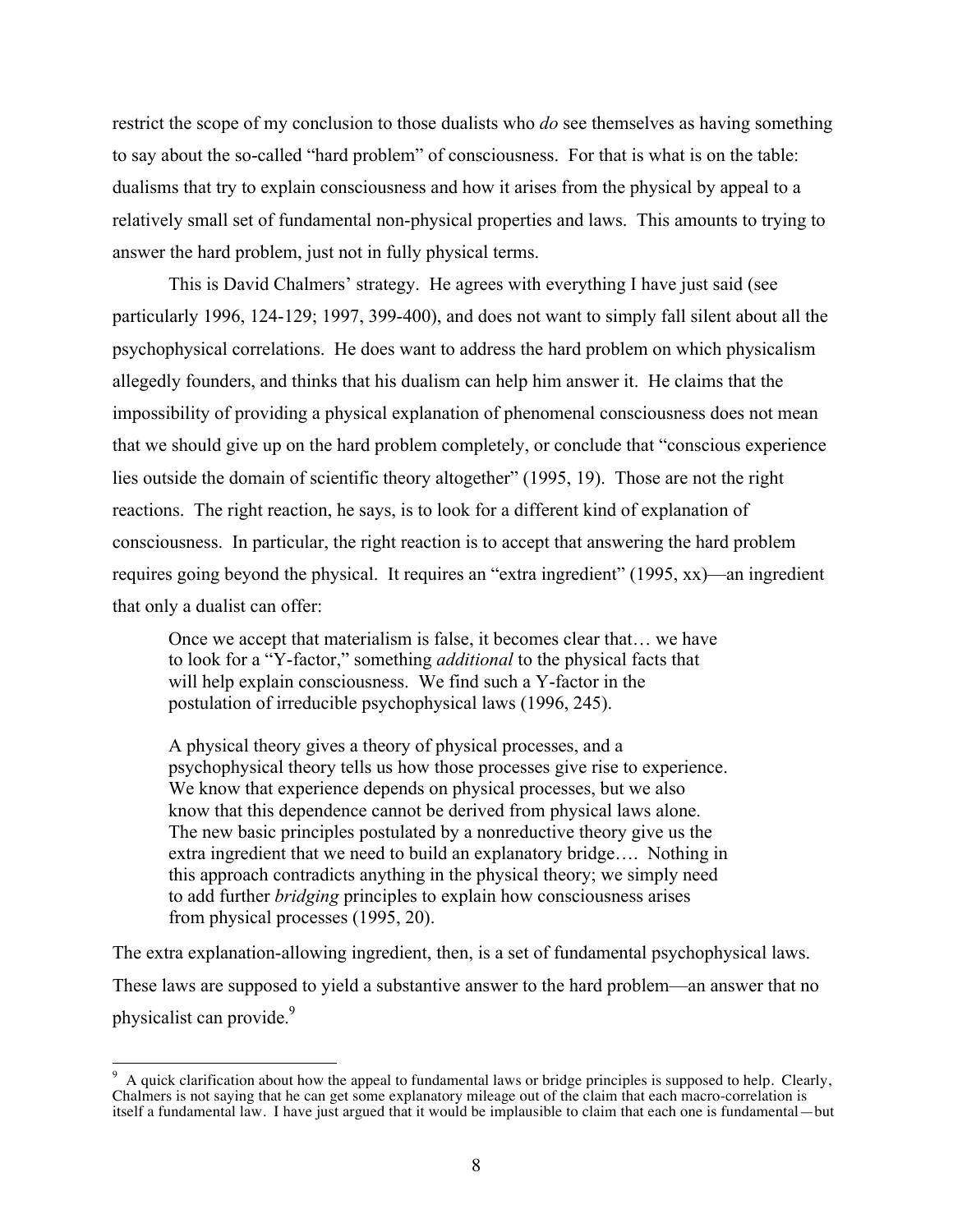restrict the scope of my conclusion to those dualists who *do* see themselves as having something to say about the so-called "hard problem" of consciousness. For that is what is on the table: dualisms that try to explain consciousness and how it arises from the physical by appeal to a relatively small set of fundamental non-physical properties and laws. This amounts to trying to answer the hard problem, just not in fully physical terms.

This is David Chalmers' strategy. He agrees with everything I have just said (see particularly 1996, 124-129; 1997, 399-400), and does not want to simply fall silent about all the psychophysical correlations. He does want to address the hard problem on which physicalism allegedly founders, and thinks that his dualism can help him answer it. He claims that the impossibility of providing a physical explanation of phenomenal consciousness does not mean that we should give up on the hard problem completely, or conclude that "conscious experience lies outside the domain of scientific theory altogether" (1995, 19). Those are not the right reactions. The right reaction, he says, is to look for a different kind of explanation of consciousness. In particular, the right reaction is to accept that answering the hard problem requires going beyond the physical. It requires an "extra ingredient" (1995, xx)—an ingredient that only a dualist can offer:

> Once we accept that materialism is false, it becomes clear that… we have to look for a "Y-factor," something *additional* to the physical facts that will help explain consciousness. We find such a Y-factor in the postulation of irreducible psychophysical laws (1996, 245).
>
> A physical theory gives a theory of physical processes, and a psychophysical theory tells us how those processes give rise to experience. We know that experience depends on physical processes, but we also know that this dependence cannot be derived from physical laws alone. The new basic principles postulated by a nonreductive theory give us the extra ingredient that we need to build an explanatory bridge…. Nothing in this approach contradicts anything in the physical theory; we simply need to add further *bridging* principles to explain how consciousness arises from physical processes (1995, 20).

The extra explanation-allowing ingredient, then, is a set of fundamental psychophysical laws. These laws are supposed to yield a substantive answer to the hard problem—an answer that no physicalist can provide.[9]

---

[9] A quick clarification about how the appeal to fundamental laws or bridge principles is supposed to help. Clearly, Chalmers is not saying that he can get some explanatory mileage out of the claim that each macro-correlation is itself a fundamental law. I have just argued that it would be implausible to claim that each one is fundamental—but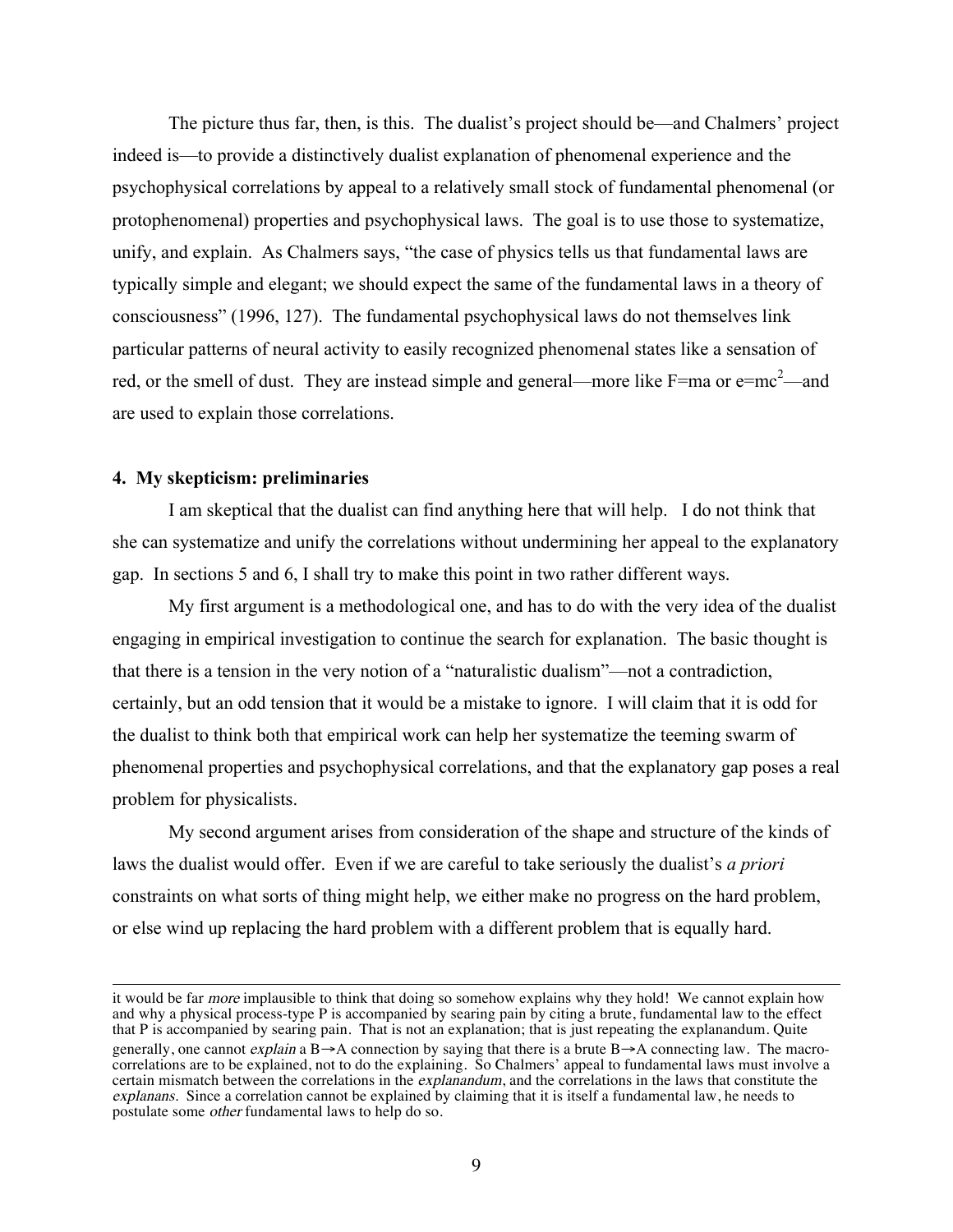The picture thus far, then, is this. The dualist's project should be—and Chalmers' project indeed is—to provide a distinctively dualist explanation of phenomenal experience and the psychophysical correlations by appeal to a relatively small stock of fundamental phenomenal (or protophenomenal) properties and psychophysical laws. The goal is to use those to systematize, unify, and explain. As Chalmers says, "the case of physics tells us that fundamental laws are typically simple and elegant; we should expect the same of the fundamental laws in a theory of consciousness" (1996, 127). The fundamental psychophysical laws do not themselves link particular patterns of neural activity to easily recognized phenomenal states like a sensation of red, or the smell of dust. They are instead simple and general—more like F=ma or $e=mc^2$—and are used to explain those correlations.

### 4. My skepticism: preliminaries

I am skeptical that the dualist can find anything here that will help. I do not think that she can systematize and unify the correlations without undermining her appeal to the explanatory gap. In sections 5 and 6, I shall try to make this point in two rather different ways.

My first argument is a methodological one, and has to do with the very idea of the dualist engaging in empirical investigation to continue the search for explanation. The basic thought is that there is a tension in the very notion of a "naturalistic dualism"—not a contradiction, certainly, but an odd tension that it would be a mistake to ignore. I will claim that it is odd for the dualist to think both that empirical work can help her systematize the teeming swarm of phenomenal properties and psychophysical correlations, and that the explanatory gap poses a real problem for physicalists.

My second argument arises from consideration of the shape and structure of the kinds of laws the dualist would offer. Even if we are careful to take seriously the dualist's *a priori* constraints on what sorts of thing might help, we either make no progress on the hard problem, or else wind up replacing the hard problem with a different problem that is equally hard.

---

it would be far *more* implausible to think that doing so somehow explains why they hold! We cannot explain how and why a physical process-type P is accompanied by searing pain by citing a brute, fundamental law to the effect that P is accompanied by searing pain. That is not an explanation; that is just repeating the explanandum. Quite generally, one cannot *explain* a B→A connection by saying that there is a brute B→A connecting law. The macro-correlations are to be explained, not to do the explaining. So Chalmers' appeal to fundamental laws must involve a certain mismatch between the correlations in the *explanandum*, and the correlations in the laws that constitute the *explanans*. Since a correlation cannot be explained by claiming that it is itself a fundamental law, he needs to postulate some *other* fundamental laws to help do so.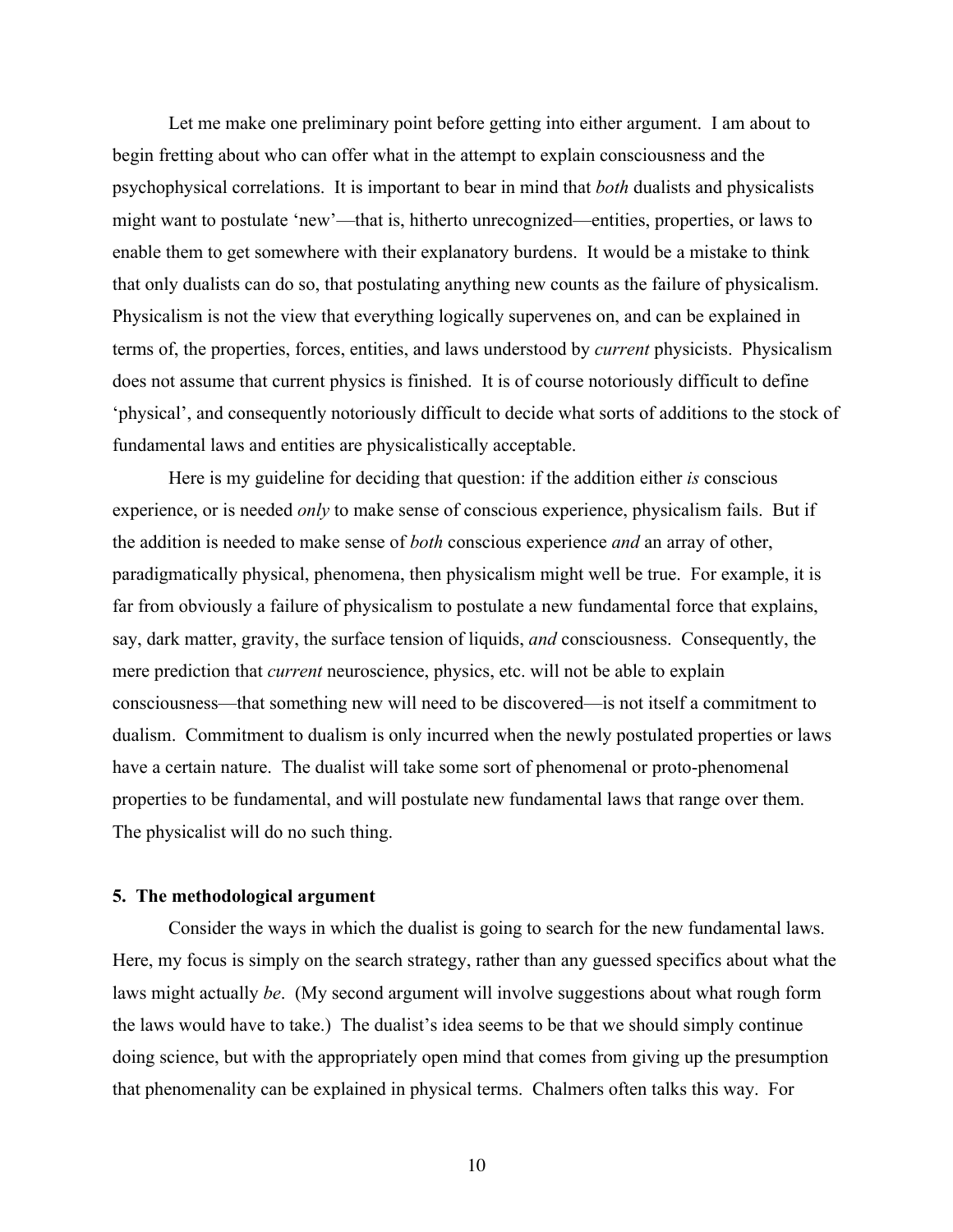Let me make one preliminary point before getting into either argument. I am about to begin fretting about who can offer what in the attempt to explain consciousness and the psychophysical correlations. It is important to bear in mind that *both* dualists and physicalists might want to postulate 'new'—that is, hitherto unrecognized—entities, properties, or laws to enable them to get somewhere with their explanatory burdens. It would be a mistake to think that only dualists can do so, that postulating anything new counts as the failure of physicalism. Physicalism is not the view that everything logically supervenes on, and can be explained in terms of, the properties, forces, entities, and laws understood by *current* physicists. Physicalism does not assume that current physics is finished. It is of course notoriously difficult to define 'physical', and consequently notoriously difficult to decide what sorts of additions to the stock of fundamental laws and entities are physicalistically acceptable.

Here is my guideline for deciding that question: if the addition either *is* conscious experience, or is needed *only* to make sense of conscious experience, physicalism fails. But if the addition is needed to make sense of *both* conscious experience *and* an array of other, paradigmatically physical, phenomena, then physicalism might well be true. For example, it is far from obviously a failure of physicalism to postulate a new fundamental force that explains, say, dark matter, gravity, the surface tension of liquids, *and* consciousness. Consequently, the mere prediction that *current* neuroscience, physics, etc. will not be able to explain consciousness—that something new will need to be discovered—is not itself a commitment to dualism. Commitment to dualism is only incurred when the newly postulated properties or laws have a certain nature. The dualist will take some sort of phenomenal or proto-phenomenal properties to be fundamental, and will postulate new fundamental laws that range over them. The physicalist will do no such thing.

## 5. The methodological argument

Consider the ways in which the dualist is going to search for the new fundamental laws. Here, my focus is simply on the search strategy, rather than any guessed specifics about what the laws might actually *be*. (My second argument will involve suggestions about what rough form the laws would have to take.) The dualist's idea seems to be that we should simply continue doing science, but with the appropriately open mind that comes from giving up the presumption that phenomenality can be explained in physical terms. Chalmers often talks this way. For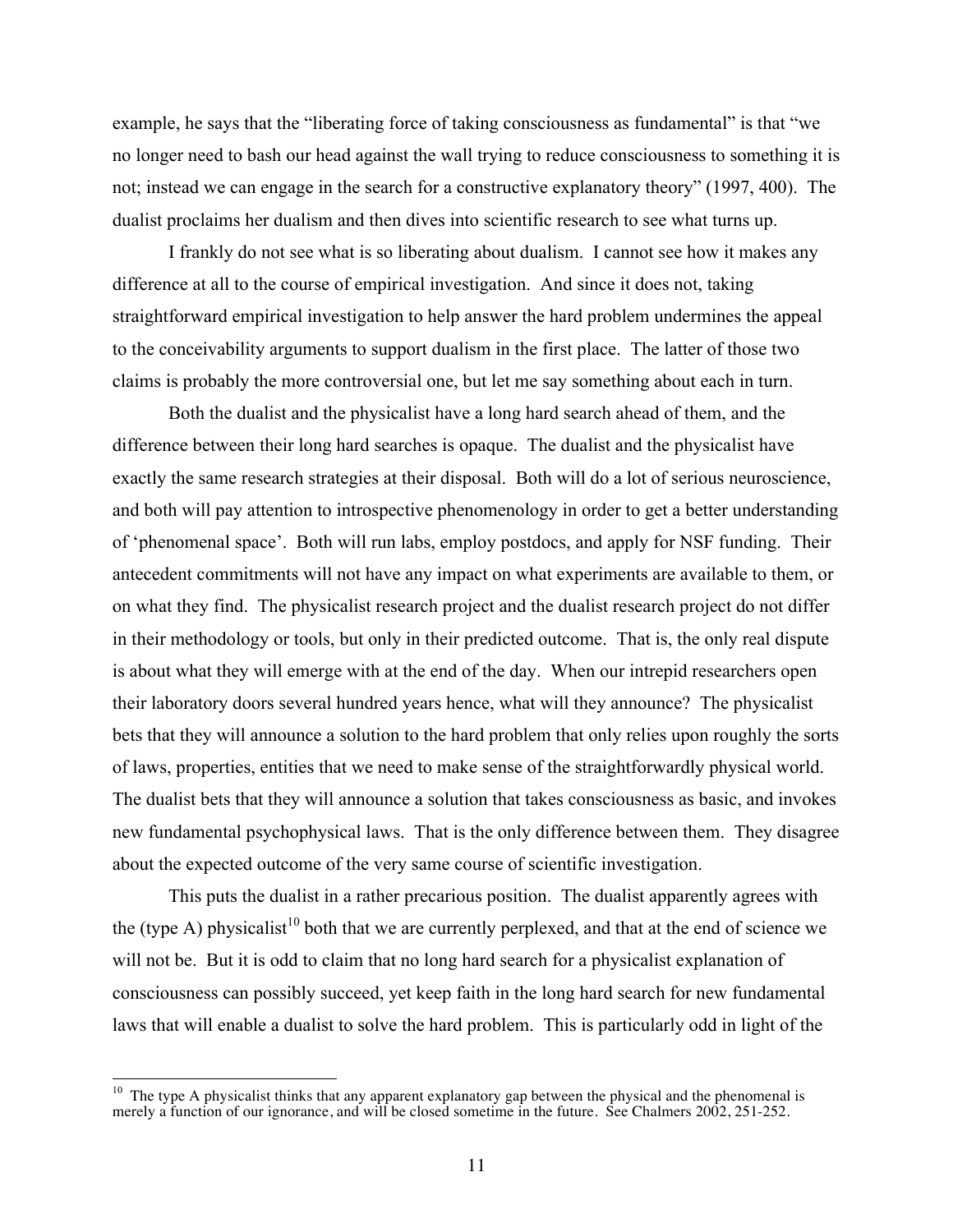example, he says that the "liberating force of taking consciousness as fundamental" is that "we no longer need to bash our head against the wall trying to reduce consciousness to something it is not; instead we can engage in the search for a constructive explanatory theory" (1997, 400). The dualist proclaims her dualism and then dives into scientific research to see what turns up.

I frankly do not see what is so liberating about dualism. I cannot see how it makes any difference at all to the course of empirical investigation. And since it does not, taking straightforward empirical investigation to help answer the hard problem undermines the appeal to the conceivability arguments to support dualism in the first place. The latter of those two claims is probably the more controversial one, but let me say something about each in turn.

Both the dualist and the physicalist have a long hard search ahead of them, and the difference between their long hard searches is opaque. The dualist and the physicalist have exactly the same research strategies at their disposal. Both will do a lot of serious neuroscience, and both will pay attention to introspective phenomenology in order to get a better understanding of 'phenomenal space'. Both will run labs, employ postdocs, and apply for NSF funding. Their antecedent commitments will not have any impact on what experiments are available to them, or on what they find. The physicalist research project and the dualist research project do not differ in their methodology or tools, but only in their predicted outcome. That is, the only real dispute is about what they will emerge with at the end of the day. When our intrepid researchers open their laboratory doors several hundred years hence, what will they announce? The physicalist bets that they will announce a solution to the hard problem that only relies upon roughly the sorts of laws, properties, entities that we need to make sense of the straightforwardly physical world. The dualist bets that they will announce a solution that takes consciousness as basic, and invokes new fundamental psychophysical laws. That is the only difference between them. They disagree about the expected outcome of the very same course of scientific investigation.

This puts the dualist in a rather precarious position. The dualist apparently agrees with the (type A) physicalist[10] both that we are currently perplexed, and that at the end of science we will not be. But it is odd to claim that no long hard search for a physicalist explanation of consciousness can possibly succeed, yet keep faith in the long hard search for new fundamental laws that will enable a dualist to solve the hard problem. This is particularly odd in light of the

[10] The type A physicalist thinks that any apparent explanatory gap between the physical and the phenomenal is merely a function of our ignorance, and will be closed sometime in the future. See Chalmers 2002, 251-252.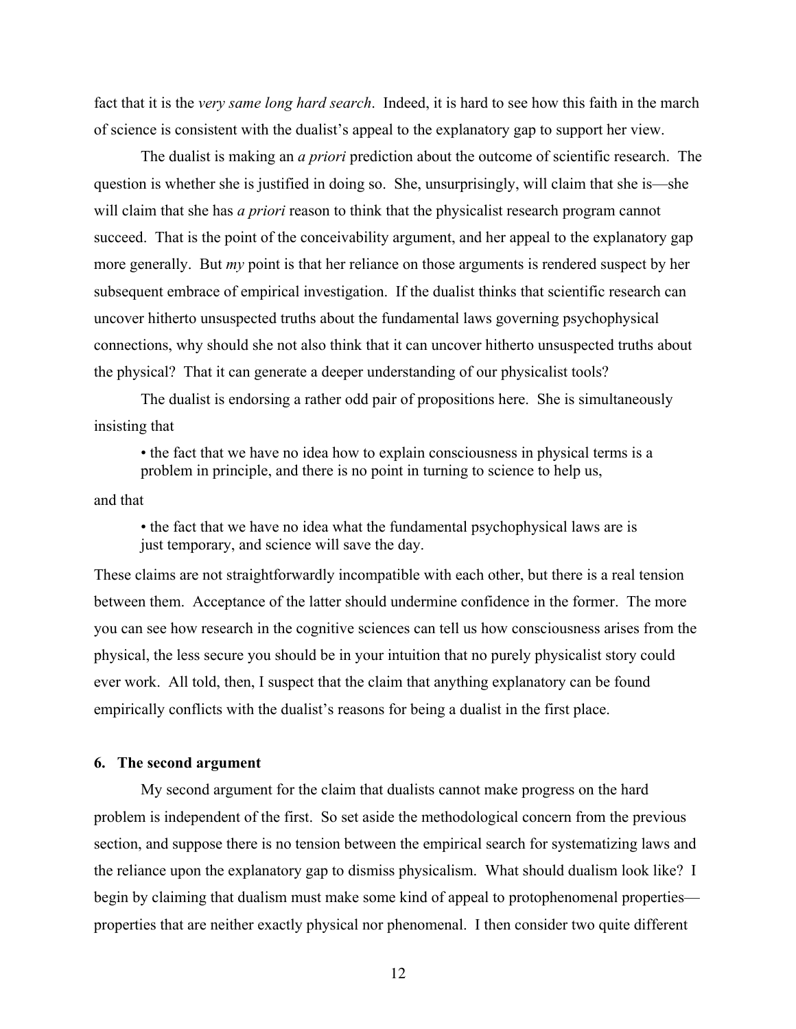fact that it is the *very same long hard search*. Indeed, it is hard to see how this faith in the march of science is consistent with the dualist's appeal to the explanatory gap to support her view.

The dualist is making an *a priori* prediction about the outcome of scientific research. The question is whether she is justified in doing so. She, unsurprisingly, will claim that she is—she will claim that she has *a priori* reason to think that the physicalist research program cannot succeed. That is the point of the conceivability argument, and her appeal to the explanatory gap more generally. But *my* point is that her reliance on those arguments is rendered suspect by her subsequent embrace of empirical investigation. If the dualist thinks that scientific research can uncover hitherto unsuspected truths about the fundamental laws governing psychophysical connections, why should she not also think that it can uncover hitherto unsuspected truths about the physical? That it can generate a deeper understanding of our physicalist tools?

The dualist is endorsing a rather odd pair of propositions here. She is simultaneously insisting that

- the fact that we have no idea how to explain consciousness in physical terms is a problem in principle, and there is no point in turning to science to help us,

and that

- the fact that we have no idea what the fundamental psychophysical laws are is just temporary, and science will save the day.

These claims are not straightforwardly incompatible with each other, but there is a real tension between them. Acceptance of the latter should undermine confidence in the former. The more you can see how research in the cognitive sciences can tell us how consciousness arises from the physical, the less secure you should be in your intuition that no purely physicalist story could ever work. All told, then, I suspect that the claim that anything explanatory can be found empirically conflicts with the dualist's reasons for being a dualist in the first place.

## 6. The second argument

My second argument for the claim that dualists cannot make progress on the hard problem is independent of the first. So set aside the methodological concern from the previous section, and suppose there is no tension between the empirical search for systematizing laws and the reliance upon the explanatory gap to dismiss physicalism. What should dualism look like? I begin by claiming that dualism must make some kind of appeal to protophenomenal properties—properties that are neither exactly physical nor phenomenal. I then consider two quite different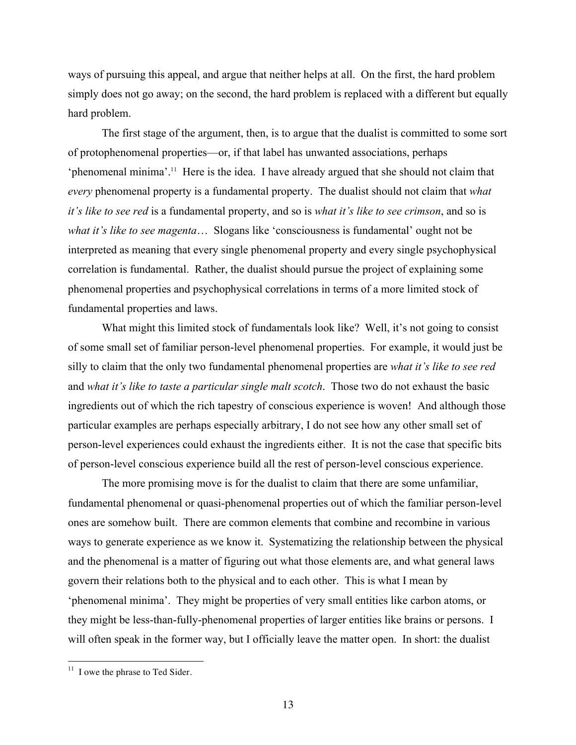ways of pursuing this appeal, and argue that neither helps at all. On the first, the hard problem simply does not go away; on the second, the hard problem is replaced with a different but equally hard problem.

The first stage of the argument, then, is to argue that the dualist is committed to some sort of protophenomenal properties—or, if that label has unwanted associations, perhaps 'phenomenal minima'.[11] Here is the idea. I have already argued that she should not claim that *every* phenomenal property is a fundamental property. The dualist should not claim that *what it's like to see red* is a fundamental property, and so is *what it's like to see crimson*, and so is *what it's like to see magenta*… Slogans like 'consciousness is fundamental' ought not be interpreted as meaning that every single phenomenal property and every single psychophysical correlation is fundamental. Rather, the dualist should pursue the project of explaining some phenomenal properties and psychophysical correlations in terms of a more limited stock of fundamental properties and laws.

What might this limited stock of fundamentals look like? Well, it's not going to consist of some small set of familiar person-level phenomenal properties. For example, it would just be silly to claim that the only two fundamental phenomenal properties are *what it's like to see red* and *what it's like to taste a particular single malt scotch*. Those two do not exhaust the basic ingredients out of which the rich tapestry of conscious experience is woven! And although those particular examples are perhaps especially arbitrary, I do not see how any other small set of person-level experiences could exhaust the ingredients either. It is not the case that specific bits of person-level conscious experience build all the rest of person-level conscious experience.

The more promising move is for the dualist to claim that there are some unfamiliar, fundamental phenomenal or quasi-phenomenal properties out of which the familiar person-level ones are somehow built. There are common elements that combine and recombine in various ways to generate experience as we know it. Systematizing the relationship between the physical and the phenomenal is a matter of figuring out what those elements are, and what general laws govern their relations both to the physical and to each other. This is what I mean by 'phenomenal minima'. They might be properties of very small entities like carbon atoms, or they might be less-than-fully-phenomenal properties of larger entities like brains or persons. I will often speak in the former way, but I officially leave the matter open. In short: the dualist

[11] I owe the phrase to Ted Sider.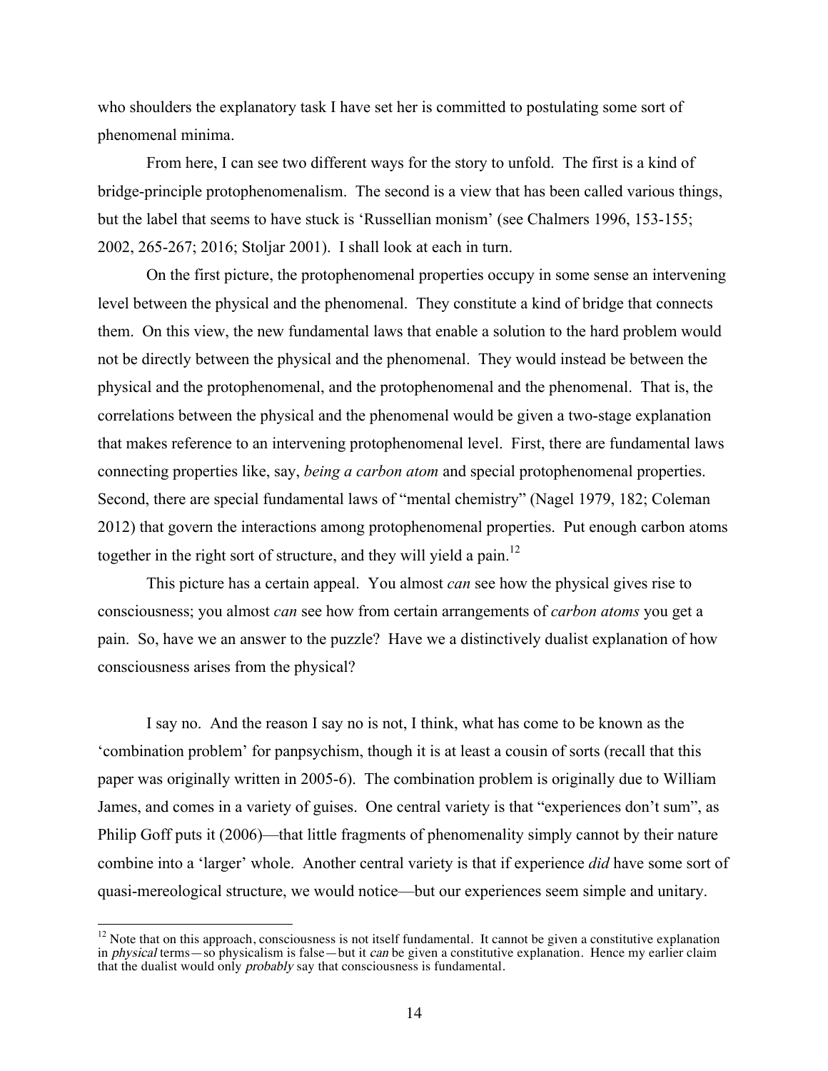who shoulders the explanatory task I have set her is committed to postulating some sort of phenomenal minima.

From here, I can see two different ways for the story to unfold. The first is a kind of bridge-principle protophenomenalism. The second is a view that has been called various things, but the label that seems to have stuck is 'Russellian monism' (see Chalmers 1996, 153-155; 2002, 265-267; 2016; Stoljar 2001). I shall look at each in turn.

On the first picture, the protophenomenal properties occupy in some sense an intervening level between the physical and the phenomenal. They constitute a kind of bridge that connects them. On this view, the new fundamental laws that enable a solution to the hard problem would not be directly between the physical and the phenomenal. They would instead be between the physical and the protophenomenal, and the protophenomenal and the phenomenal. That is, the correlations between the physical and the phenomenal would be given a two-stage explanation that makes reference to an intervening protophenomenal level. First, there are fundamental laws connecting properties like, say, *being a carbon atom* and special protophenomenal properties. Second, there are special fundamental laws of "mental chemistry" (Nagel 1979, 182; Coleman 2012) that govern the interactions among protophenomenal properties. Put enough carbon atoms together in the right sort of structure, and they will yield a pain.[12]

This picture has a certain appeal. You almost *can* see how the physical gives rise to consciousness; you almost *can* see how from certain arrangements of *carbon atoms* you get a pain. So, have we an answer to the puzzle? Have we a distinctively dualist explanation of how consciousness arises from the physical?

I say no. And the reason I say no is not, I think, what has come to be known as the 'combination problem' for panpsychism, though it is at least a cousin of sorts (recall that this paper was originally written in 2005-6). The combination problem is originally due to William James, and comes in a variety of guises. One central variety is that "experiences don't sum", as Philip Goff puts it (2006)—that little fragments of phenomenality simply cannot by their nature combine into a 'larger' whole. Another central variety is that if experience *did* have some sort of quasi-mereological structure, we would notice—but our experiences seem simple and unitary.

---

[12] Note that on this approach, consciousness is not itself fundamental. It cannot be given a constitutive explanation in *physical* terms—so physicalism is false—but it *can* be given a constitutive explanation. Hence my earlier claim that the dualist would only *probably* say that consciousness is fundamental.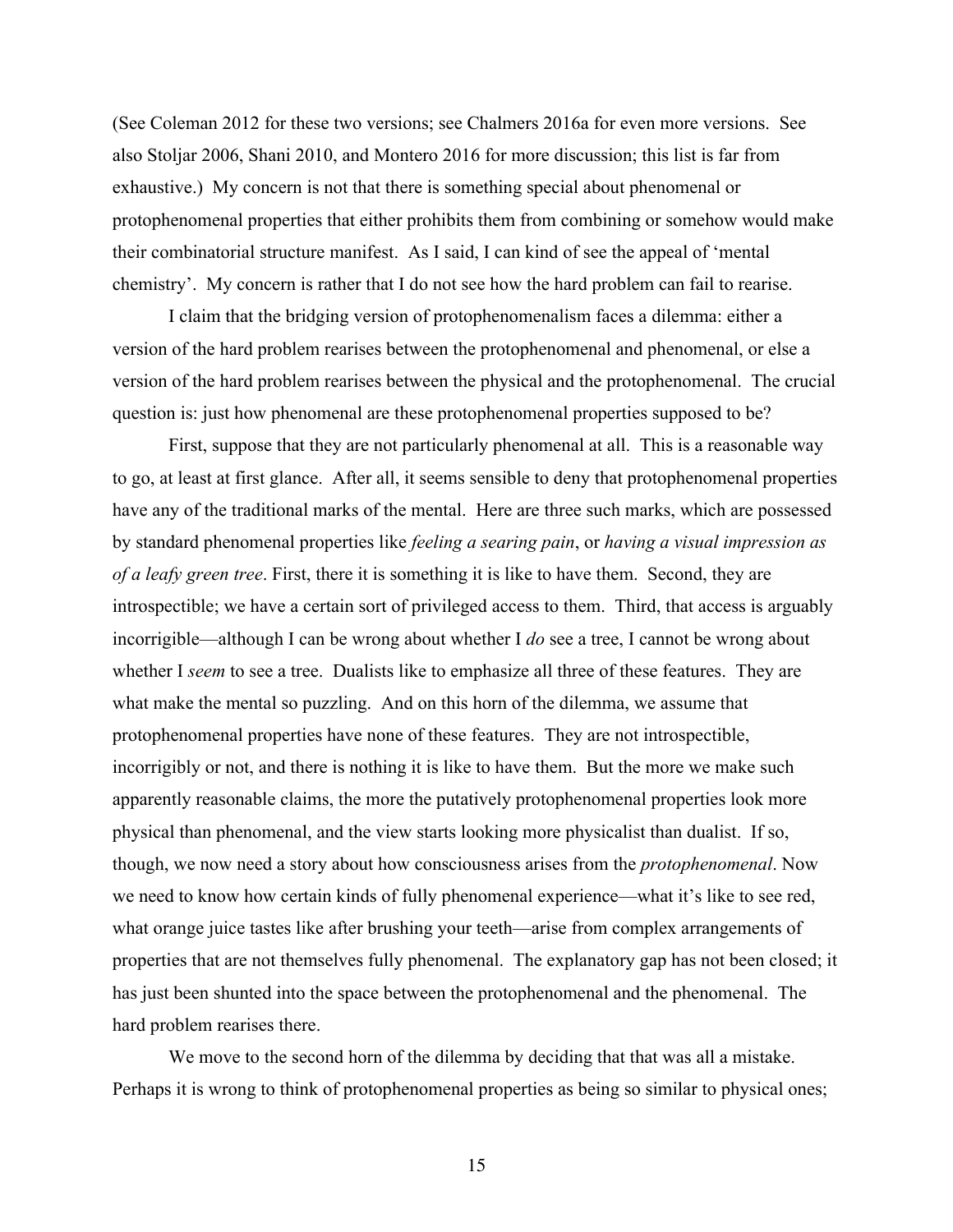(See Coleman 2012 for these two versions; see Chalmers 2016a for even more versions. See also Stoljar 2006, Shani 2010, and Montero 2016 for more discussion; this list is far from exhaustive.) My concern is not that there is something special about phenomenal or protophenomenal properties that either prohibits them from combining or somehow would make their combinatorial structure manifest. As I said, I can kind of see the appeal of 'mental chemistry'. My concern is rather that I do not see how the hard problem can fail to rearise.

I claim that the bridging version of protophenomenalism faces a dilemma: either a version of the hard problem rearises between the protophenomenal and phenomenal, or else a version of the hard problem rearises between the physical and the protophenomenal. The crucial question is: just how phenomenal are these protophenomenal properties supposed to be?

First, suppose that they are not particularly phenomenal at all. This is a reasonable way to go, at least at first glance. After all, it seems sensible to deny that protophenomenal properties have any of the traditional marks of the mental. Here are three such marks, which are possessed by standard phenomenal properties like *feeling a searing pain*, or *having a visual impression as of a leafy green tree*. First, there it is something it is like to have them. Second, they are introspectible; we have a certain sort of privileged access to them. Third, that access is arguably incorrigible—although I can be wrong about whether I *do* see a tree, I cannot be wrong about whether I *seem* to see a tree. Dualists like to emphasize all three of these features. They are what make the mental so puzzling. And on this horn of the dilemma, we assume that protophenomenal properties have none of these features. They are not introspectible, incorrigibly or not, and there is nothing it is like to have them. But the more we make such apparently reasonable claims, the more the putatively protophenomenal properties look more physical than phenomenal, and the view starts looking more physicalist than dualist. If so, though, we now need a story about how consciousness arises from the *protophenomenal*. Now we need to know how certain kinds of fully phenomenal experience—what it's like to see red, what orange juice tastes like after brushing your teeth—arise from complex arrangements of properties that are not themselves fully phenomenal. The explanatory gap has not been closed; it has just been shunted into the space between the protophenomenal and the phenomenal. The hard problem rearises there.

We move to the second horn of the dilemma by deciding that that was all a mistake. Perhaps it is wrong to think of protophenomenal properties as being so similar to physical ones;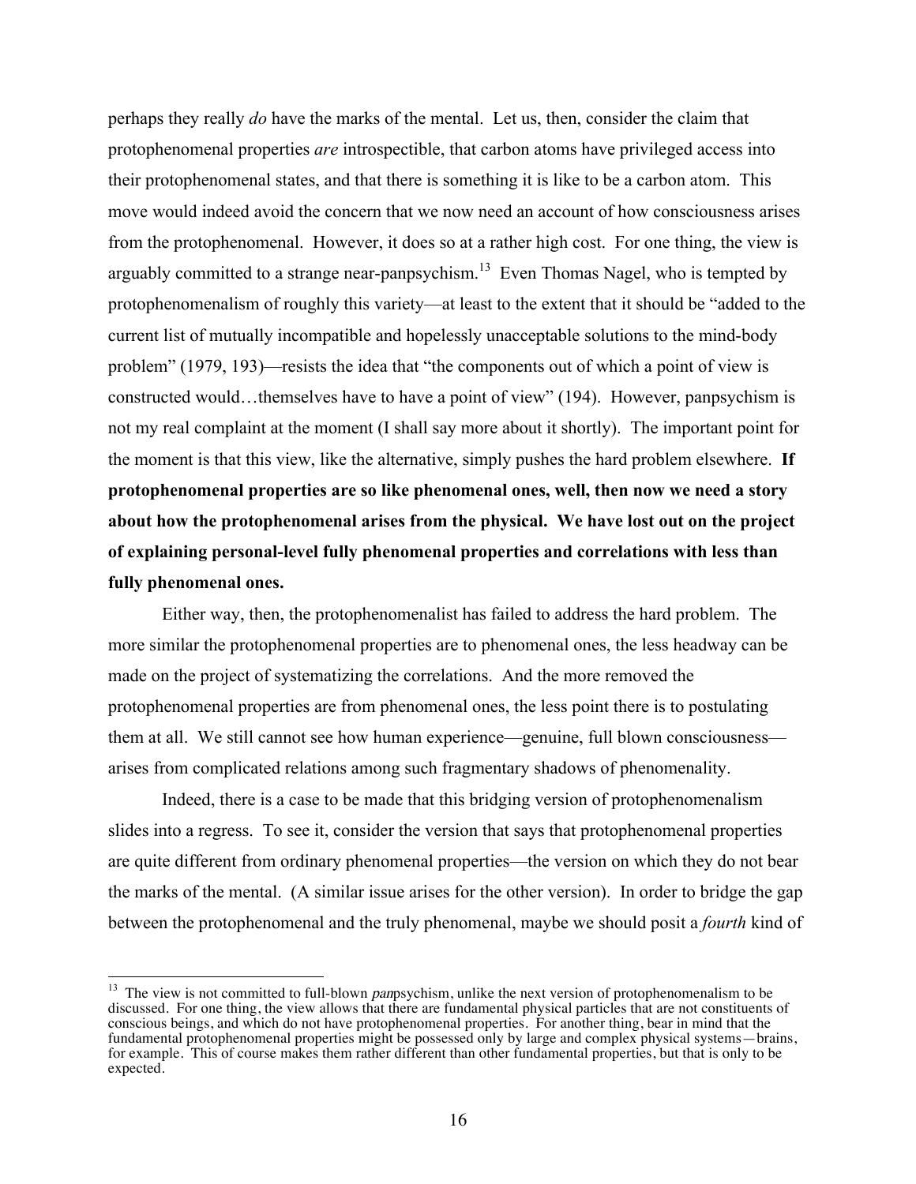perhaps they really *do* have the marks of the mental. Let us, then, consider the claim that protophenomenal properties *are* introspectible, that carbon atoms have privileged access into their protophenomenal states, and that there is something it is like to be a carbon atom. This move would indeed avoid the concern that we now need an account of how consciousness arises from the protophenomenal. However, it does so at a rather high cost. For one thing, the view is arguably committed to a strange near-panpsychism.[13] Even Thomas Nagel, who is tempted by protophenomenalism of roughly this variety—at least to the extent that it should be "added to the current list of mutually incompatible and hopelessly unacceptable solutions to the mind-body problem" (1979, 193)—resists the idea that "the components out of which a point of view is constructed would…themselves have to have a point of view" (194). However, panpsychism is not my real complaint at the moment (I shall say more about it shortly). The important point for the moment is that this view, like the alternative, simply pushes the hard problem elsewhere. **If protophenomenal properties are so like phenomenal ones, well, then now we need a story about how the protophenomenal arises from the physical. We have lost out on the project of explaining personal-level fully phenomenal properties and correlations with less than fully phenomenal ones.**

Either way, then, the protophenomenalist has failed to address the hard problem. The more similar the protophenomenal properties are to phenomenal ones, the less headway can be made on the project of systematizing the correlations. And the more removed the protophenomenal properties are from phenomenal ones, the less point there is to postulating them at all. We still cannot see how human experience—genuine, full blown consciousness—arises from complicated relations among such fragmentary shadows of phenomenality.

Indeed, there is a case to be made that this bridging version of protophenomenalism slides into a regress. To see it, consider the version that says that protophenomenal properties are quite different from ordinary phenomenal properties—the version on which they do not bear the marks of the mental. (A similar issue arises for the other version). In order to bridge the gap between the protophenomenal and the truly phenomenal, maybe we should posit a *fourth* kind of

[13] The view is not committed to full-blown *pan*psychism, unlike the next version of protophenomenalism to be discussed. For one thing, the view allows that there are fundamental physical particles that are not constituents of conscious beings, and which do not have protophenomenal properties. For another thing, bear in mind that the fundamental protophenomenal properties might be possessed only by large and complex physical systems—brains, for example. This of course makes them rather different than other fundamental properties, but that is only to be expected.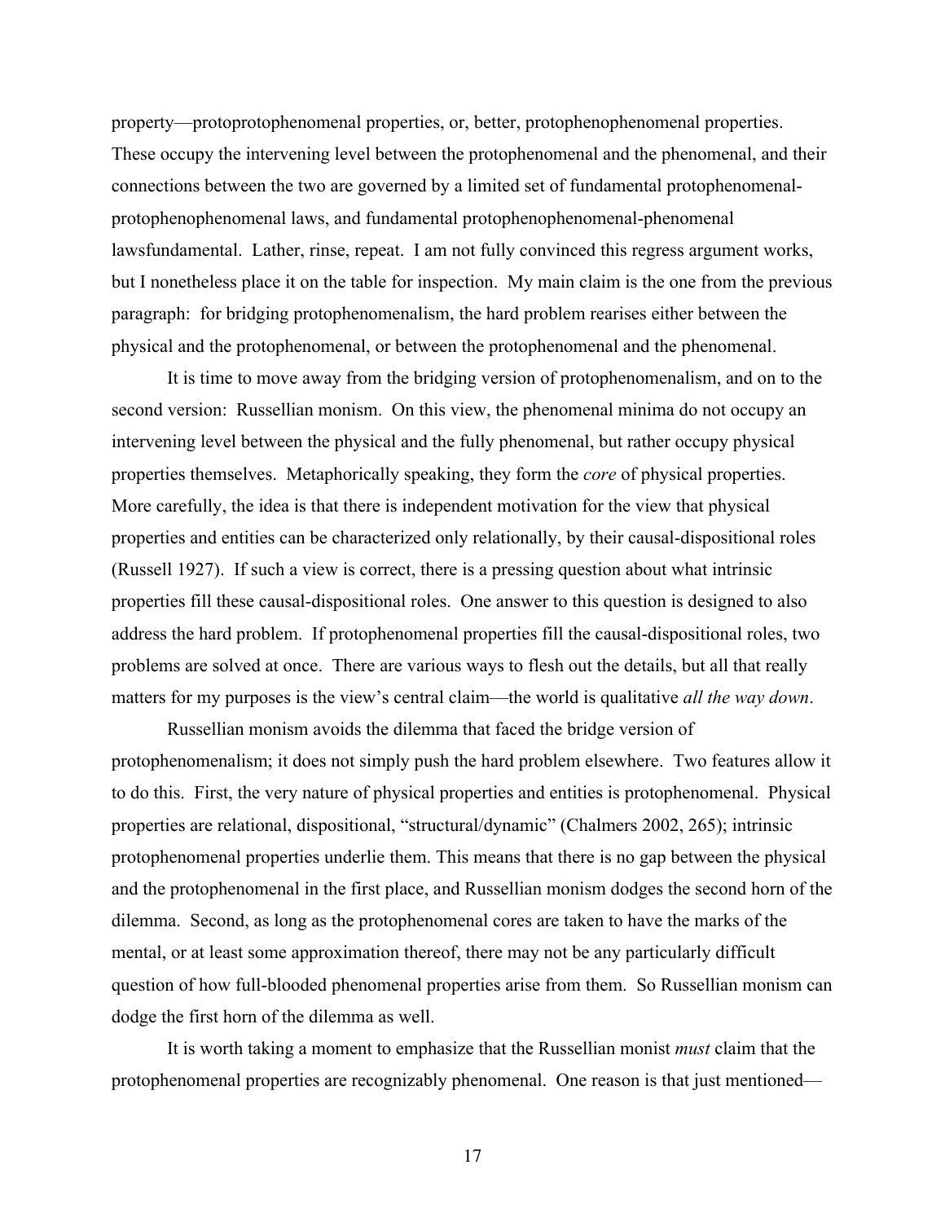property—protoprotophenomenal properties, or, better, protophenophenomenal properties. These occupy the intervening level between the protophenomenal and the phenomenal, and their connections between the two are governed by a limited set of fundamental protophenomenal-protophenophenomenal laws, and fundamental protophenophenomenal-phenomenal lawsfundamental. Lather, rinse, repeat. I am not fully convinced this regress argument works, but I nonetheless place it on the table for inspection. My main claim is the one from the previous paragraph: for bridging protophenomenalism, the hard problem rearises either between the physical and the protophenomenal, or between the protophenomenal and the phenomenal.

It is time to move away from the bridging version of protophenomenalism, and on to the second version: Russellian monism. On this view, the phenomenal minima do not occupy an intervening level between the physical and the fully phenomenal, but rather occupy physical properties themselves. Metaphorically speaking, they form the *core* of physical properties. More carefully, the idea is that there is independent motivation for the view that physical properties and entities can be characterized only relationally, by their causal-dispositional roles (Russell 1927). If such a view is correct, there is a pressing question about what intrinsic properties fill these causal-dispositional roles. One answer to this question is designed to also address the hard problem. If protophenomenal properties fill the causal-dispositional roles, two problems are solved at once. There are various ways to flesh out the details, but all that really matters for my purposes is the view's central claim—the world is qualitative *all the way down*.

Russellian monism avoids the dilemma that faced the bridge version of protophenomenalism; it does not simply push the hard problem elsewhere. Two features allow it to do this. First, the very nature of physical properties and entities is protophenomenal. Physical properties are relational, dispositional, "structural/dynamic" (Chalmers 2002, 265); intrinsic protophenomenal properties underlie them. This means that there is no gap between the physical and the protophenomenal in the first place, and Russellian monism dodges the second horn of the dilemma. Second, as long as the protophenomenal cores are taken to have the marks of the mental, or at least some approximation thereof, there may not be any particularly difficult question of how full-blooded phenomenal properties arise from them. So Russellian monism can dodge the first horn of the dilemma as well.

It is worth taking a moment to emphasize that the Russellian monist *must* claim that the protophenomenal properties are recognizably phenomenal. One reason is that just mentioned—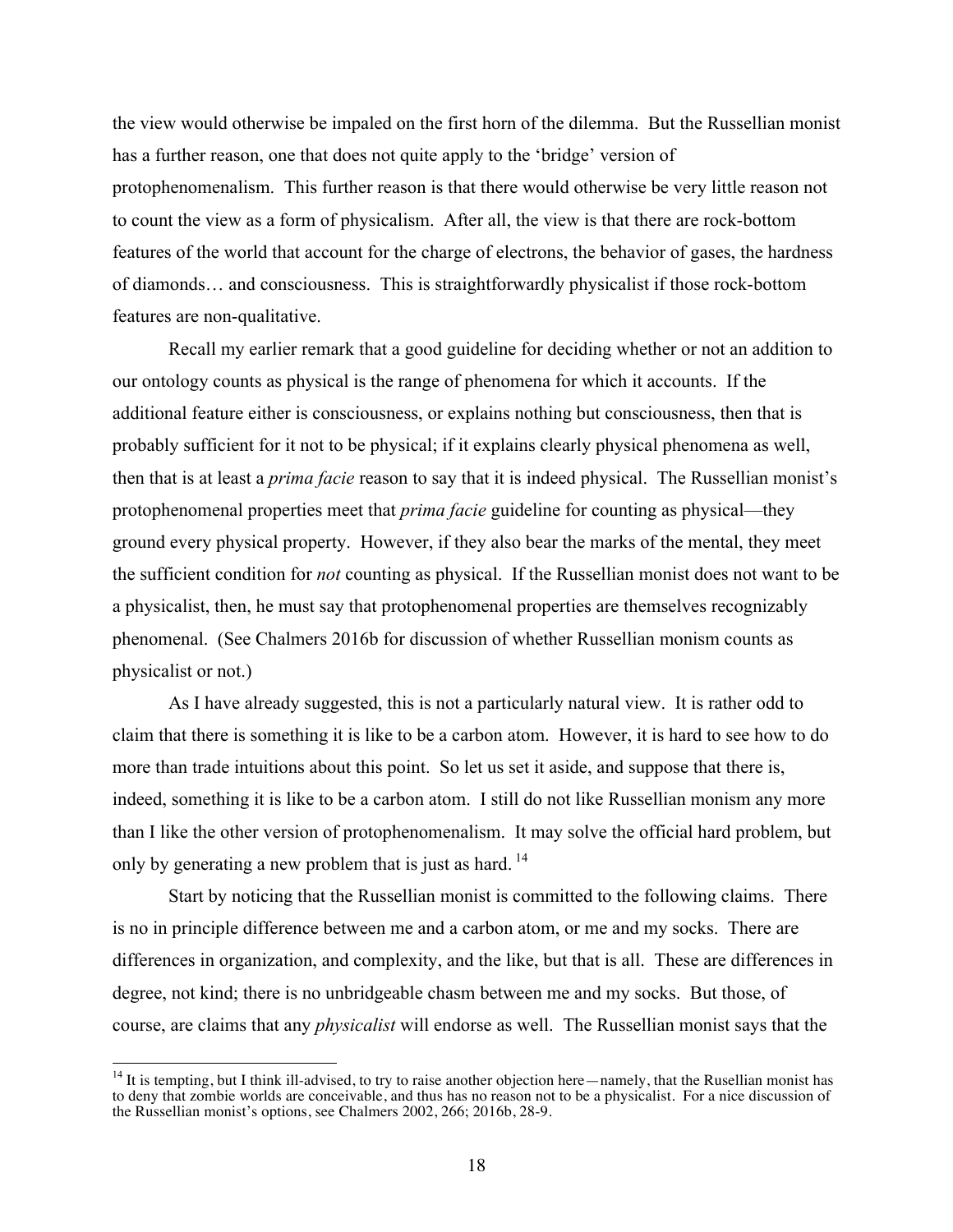the view would otherwise be impaled on the first horn of the dilemma. But the Russellian monist has a further reason, one that does not quite apply to the 'bridge' version of protophenomenalism. This further reason is that there would otherwise be very little reason not to count the view as a form of physicalism. After all, the view is that there are rock-bottom features of the world that account for the charge of electrons, the behavior of gases, the hardness of diamonds… and consciousness. This is straightforwardly physicalist if those rock-bottom features are non-qualitative.

Recall my earlier remark that a good guideline for deciding whether or not an addition to our ontology counts as physical is the range of phenomena for which it accounts. If the additional feature either is consciousness, or explains nothing but consciousness, then that is probably sufficient for it not to be physical; if it explains clearly physical phenomena as well, then that is at least a *prima facie* reason to say that it is indeed physical. The Russellian monist's protophenomenal properties meet that *prima facie* guideline for counting as physical—they ground every physical property. However, if they also bear the marks of the mental, they meet the sufficient condition for *not* counting as physical. If the Russellian monist does not want to be a physicalist, then, he must say that protophenomenal properties are themselves recognizably phenomenal. (See Chalmers 2016b for discussion of whether Russellian monism counts as physicalist or not.)

As I have already suggested, this is not a particularly natural view. It is rather odd to claim that there is something it is like to be a carbon atom. However, it is hard to see how to do more than trade intuitions about this point. So let us set it aside, and suppose that there is, indeed, something it is like to be a carbon atom. I still do not like Russellian monism any more than I like the other version of protophenomenalism. It may solve the official hard problem, but only by generating a new problem that is just as hard. [14]

Start by noticing that the Russellian monist is committed to the following claims. There is no in principle difference between me and a carbon atom, or me and my socks. There are differences in organization, and complexity, and the like, but that is all. These are differences in degree, not kind; there is no unbridgeable chasm between me and my socks. But those, of course, are claims that any *physicalist* will endorse as well. The Russellian monist says that the

[14] It is tempting, but I think ill-advised, to try to raise another objection here—namely, that the Ruseellian monist has to deny that zombie worlds are conceivable, and thus has no reason not to be a physicalist. For a nice discussion of the Russellian monist's options, see Chalmers 2002, 266; 2016b, 28-9.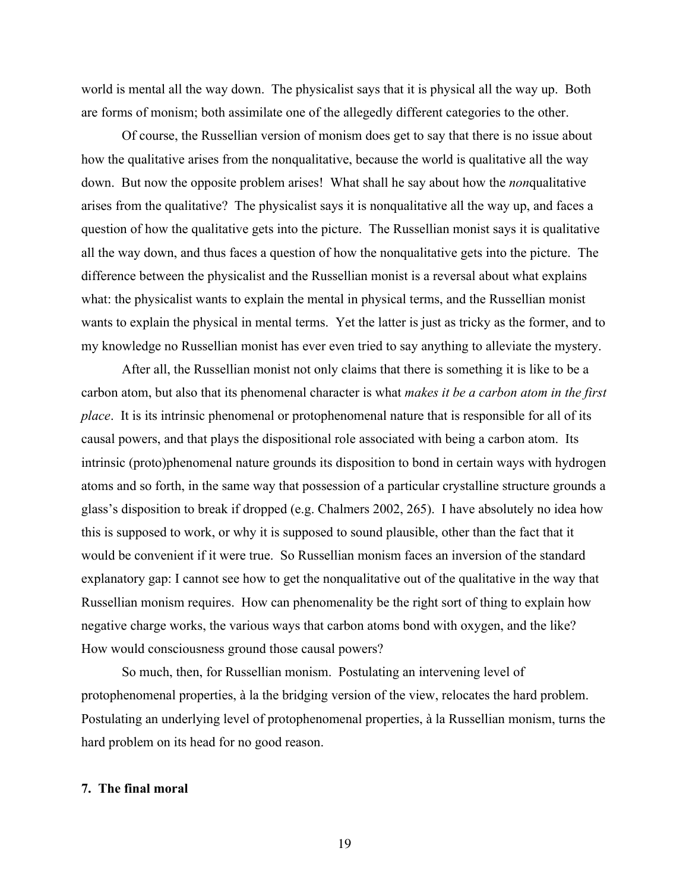world is mental all the way down. The physicalist says that it is physical all the way up. Both are forms of monism; both assimilate one of the allegedly different categories to the other.

Of course, the Russellian version of monism does get to say that there is no issue about how the qualitative arises from the nonqualitative, because the world is qualitative all the way down. But now the opposite problem arises! What shall he say about how the *non*qualitative arises from the qualitative? The physicalist says it is nonqualitative all the way up, and faces a question of how the qualitative gets into the picture. The Russellian monist says it is qualitative all the way down, and thus faces a question of how the nonqualitative gets into the picture. The difference between the physicalist and the Russellian monist is a reversal about what explains what: the physicalist wants to explain the mental in physical terms, and the Russellian monist wants to explain the physical in mental terms. Yet the latter is just as tricky as the former, and to my knowledge no Russellian monist has ever even tried to say anything to alleviate the mystery.

After all, the Russellian monist not only claims that there is something it is like to be a carbon atom, but also that its phenomenal character is what *makes it be a carbon atom in the first place*. It is its intrinsic phenomenal or protophenomenal nature that is responsible for all of its causal powers, and that plays the dispositional role associated with being a carbon atom. Its intrinsic (proto)phenomenal nature grounds its disposition to bond in certain ways with hydrogen atoms and so forth, in the same way that possession of a particular crystalline structure grounds a glass's disposition to break if dropped (e.g. Chalmers 2002, 265). I have absolutely no idea how this is supposed to work, or why it is supposed to sound plausible, other than the fact that it would be convenient if it were true. So Russellian monism faces an inversion of the standard explanatory gap: I cannot see how to get the nonqualitative out of the qualitative in the way that Russellian monism requires. How can phenomenality be the right sort of thing to explain how negative charge works, the various ways that carbon atoms bond with oxygen, and the like? How would consciousness ground those causal powers?

So much, then, for Russellian monism. Postulating an intervening level of protophenomenal properties, à la the bridging version of the view, relocates the hard problem. Postulating an underlying level of protophenomenal properties, à la Russellian monism, turns the hard problem on its head for no good reason.

## 7. The final moral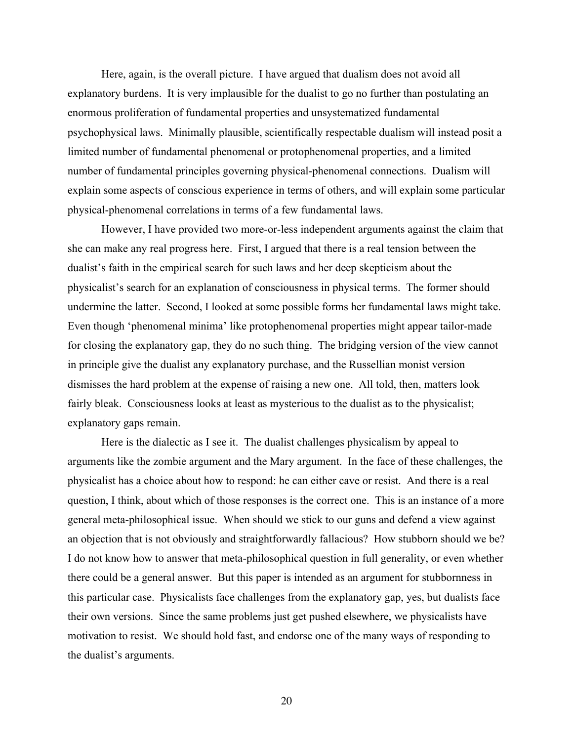Here, again, is the overall picture. I have argued that dualism does not avoid all explanatory burdens. It is very implausible for the dualist to go no further than postulating an enormous proliferation of fundamental properties and unsystematized fundamental psychophysical laws. Minimally plausible, scientifically respectable dualism will instead posit a limited number of fundamental phenomenal or protophenomenal properties, and a limited number of fundamental principles governing physical-phenomenal connections. Dualism will explain some aspects of conscious experience in terms of others, and will explain some particular physical-phenomenal correlations in terms of a few fundamental laws.

However, I have provided two more-or-less independent arguments against the claim that she can make any real progress here. First, I argued that there is a real tension between the dualist's faith in the empirical search for such laws and her deep skepticism about the physicalist's search for an explanation of consciousness in physical terms. The former should undermine the latter. Second, I looked at some possible forms her fundamental laws might take. Even though 'phenomenal minima' like protophenomenal properties might appear tailor-made for closing the explanatory gap, they do no such thing. The bridging version of the view cannot in principle give the dualist any explanatory purchase, and the Russellian monist version dismisses the hard problem at the expense of raising a new one. All told, then, matters look fairly bleak. Consciousness looks at least as mysterious to the dualist as to the physicalist; explanatory gaps remain.

Here is the dialectic as I see it. The dualist challenges physicalism by appeal to arguments like the zombie argument and the Mary argument. In the face of these challenges, the physicalist has a choice about how to respond: he can either cave or resist. And there is a real question, I think, about which of those responses is the correct one. This is an instance of a more general meta-philosophical issue. When should we stick to our guns and defend a view against an objection that is not obviously and straightforwardly fallacious? How stubborn should we be? I do not know how to answer that meta-philosophical question in full generality, or even whether there could be a general answer. But this paper is intended as an argument for stubbornness in this particular case. Physicalists face challenges from the explanatory gap, yes, but dualists face their own versions. Since the same problems just get pushed elsewhere, we physicalists have motivation to resist. We should hold fast, and endorse one of the many ways of responding to the dualist's arguments.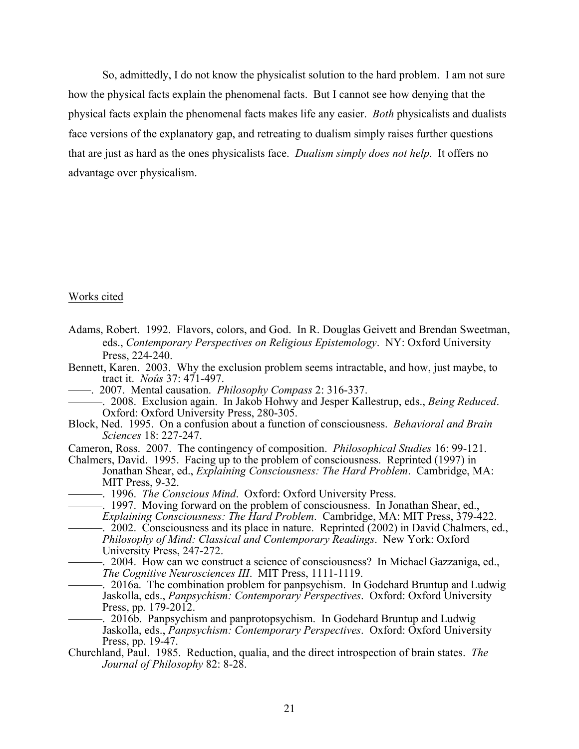So, admittedly, I do not know the physicalist solution to the hard problem. I am not sure how the physical facts explain the phenomenal facts. But I cannot see how denying that the physical facts explain the phenomenal facts makes life any easier. *Both* physicalists and dualists face versions of the explanatory gap, and retreating to dualism simply raises further questions that are just as hard as the ones physicalists face. *Dualism simply does not help*. It offers no advantage over physicalism.

## Works cited

Adams, Robert. 1992. Flavors, colors, and God. In R. Douglas Geivett and Brendan Sweetman, eds., *Contemporary Perspectives on Religious Epistemology*. NY: Oxford University Press, 224-240.

Bennett, Karen. 2003. Why the exclusion problem seems intractable, and how, just maybe, to tract it. *Noûs* 37: 471-497.

——. 2007. Mental causation. *Philosophy Compass* 2: 316-337.

———. 2008. Exclusion again. In Jakob Hohwy and Jesper Kallestrup, eds., *Being Reduced*. Oxford: Oxford University Press, 280-305.

Block, Ned. 1995. On a confusion about a function of consciousness. *Behavioral and Brain Sciences* 18: 227-247.

Cameron, Ross. 2007. The contingency of composition. *Philosophical Studies* 16: 99-121.

Chalmers, David. 1995. Facing up to the problem of consciousness. Reprinted (1997) in Jonathan Shear, ed., *Explaining Consciousness: The Hard Problem*. Cambridge, MA: MIT Press, 9-32.

———. 1996. *The Conscious Mind*. Oxford: Oxford University Press.

———. 1997. Moving forward on the problem of consciousness. In Jonathan Shear, ed., *Explaining Consciousness: The Hard Problem*. Cambridge, MA: MIT Press, 379-422.

———. 2002. Consciousness and its place in nature. Reprinted (2002) in David Chalmers, ed., *Philosophy of Mind: Classical and Contemporary Readings*. New York: Oxford University Press, 247-272.

———. 2004. How can we construct a science of consciousness? In Michael Gazzaniga, ed., *The Cognitive Neurosciences III*. MIT Press, 1111-1119.

———. 2016a. The combination problem for panpsychism. In Godehard Bruntup and Ludwig Jaskolla, eds., *Panpsychism: Contemporary Perspectives*. Oxford: Oxford University Press, pp. 179-2012.

———. 2016b. Panpsychism and panprotopsychism. In Godehard Bruntup and Ludwig Jaskolla, eds., *Panpsychism: Contemporary Perspectives*. Oxford: Oxford University Press, pp. 19-47.

Churchland, Paul. 1985. Reduction, qualia, and the direct introspection of brain states. *The Journal of Philosophy* 82: 8-28.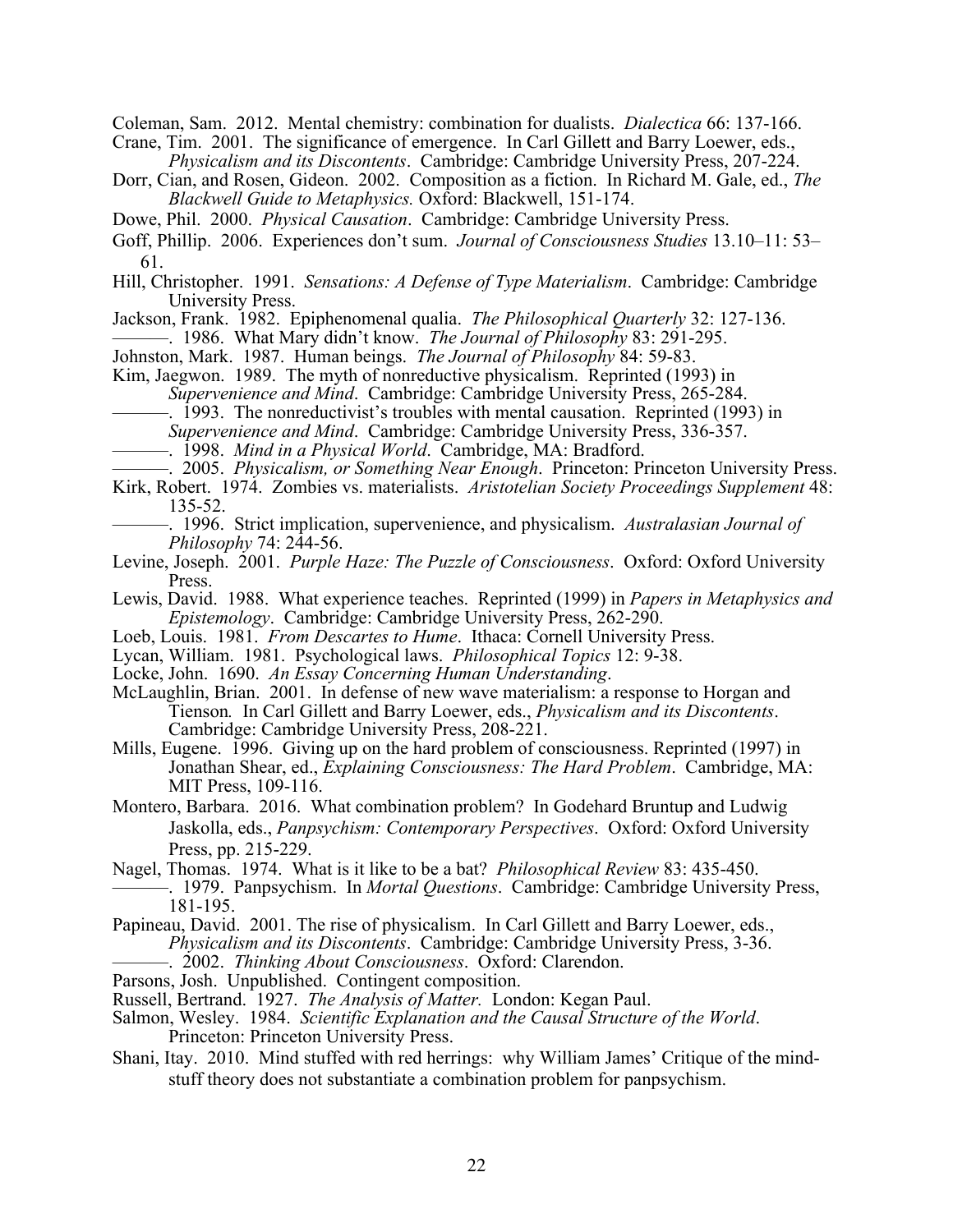Coleman, Sam. 2012. Mental chemistry: combination for dualists. *Dialectica* 66: 137-166.

Crane, Tim. 2001. The significance of emergence. In Carl Gillett and Barry Loewer, eds., *Physicalism and its Discontents*. Cambridge: Cambridge University Press, 207-224.

Dorr, Cian, and Rosen, Gideon. 2002. Composition as a fiction. In Richard M. Gale, ed., *The Blackwell Guide to Metaphysics.* Oxford: Blackwell, 151-174.

Dowe, Phil. 2000. *Physical Causation*. Cambridge: Cambridge University Press.

Goff, Phillip. 2006. Experiences don't sum. *Journal of Consciousness Studies* 13.10–11: 53–61.

Hill, Christopher. 1991. *Sensations: A Defense of Type Materialism*. Cambridge: Cambridge University Press.

Jackson, Frank. 1982. Epiphenomenal qualia. *The Philosophical Quarterly* 32: 127-136.

———. 1986. What Mary didn't know. *The Journal of Philosophy* 83: 291-295.

Johnston, Mark. 1987. Human beings. *The Journal of Philosophy* 84: 59-83.

Kim, Jaegwon. 1989. The myth of nonreductive physicalism. Reprinted (1993) in *Supervenience and Mind*. Cambridge: Cambridge University Press, 265-284.

———. 1993. The nonreductivist's troubles with mental causation. Reprinted (1993) in *Supervenience and Mind*. Cambridge: Cambridge University Press, 336-357.

———. 1998. *Mind in a Physical World*. Cambridge, MA: Bradford.

———. 2005. *Physicalism, or Something Near Enough*. Princeton: Princeton University Press.

Kirk, Robert. 1974. Zombies vs. materialists. *Aristotelian Society Proceedings Supplement* 48: 135-52.

———. 1996. Strict implication, supervenience, and physicalism. *Australasian Journal of Philosophy* 74: 244-56.

Levine, Joseph. 2001. *Purple Haze: The Puzzle of Consciousness*. Oxford: Oxford University Press.

Lewis, David. 1988. What experience teaches. Reprinted (1999) in *Papers in Metaphysics and Epistemology*. Cambridge: Cambridge University Press, 262-290.

Loeb, Louis. 1981. *From Descartes to Hume*. Ithaca: Cornell University Press.

Lycan, William. 1981. Psychological laws. *Philosophical Topics* 12: 9-38.

Locke, John. 1690. *An Essay Concerning Human Understanding*.

McLaughlin, Brian. 2001. In defense of new wave materialism: a response to Horgan and Tienson*.* In Carl Gillett and Barry Loewer, eds., *Physicalism and its Discontents*. Cambridge: Cambridge University Press, 208-221.

Mills, Eugene. 1996. Giving up on the hard problem of consciousness. Reprinted (1997) in Jonathan Shear, ed., *Explaining Consciousness: The Hard Problem*. Cambridge, MA: MIT Press, 109-116.

Montero, Barbara. 2016. What combination problem? In Godehard Bruntup and Ludwig Jaskolla, eds., *Panpsychism: Contemporary Perspectives*. Oxford: Oxford University Press, pp. 215-229.

Nagel, Thomas. 1974. What is it like to be a bat? *Philosophical Review* 83: 435-450.

———. 1979. Panpsychism. In *Mortal Questions*. Cambridge: Cambridge University Press, 181-195.

Papineau, David. 2001. The rise of physicalism. In Carl Gillett and Barry Loewer, eds., *Physicalism and its Discontents*. Cambridge: Cambridge University Press, 3-36.

———. 2002. *Thinking About Consciousness*. Oxford: Clarendon.

Parsons, Josh. Unpublished. Contingent composition.

Russell, Bertrand. 1927. *The Analysis of Matter.* London: Kegan Paul.

Salmon, Wesley. 1984. *Scientific Explanation and the Causal Structure of the World*. Princeton: Princeton University Press.

Shani, Itay. 2010. Mind stuffed with red herrings: why William James' Critique of the mind-stuff theory does not substantiate a combination problem for panpsychism.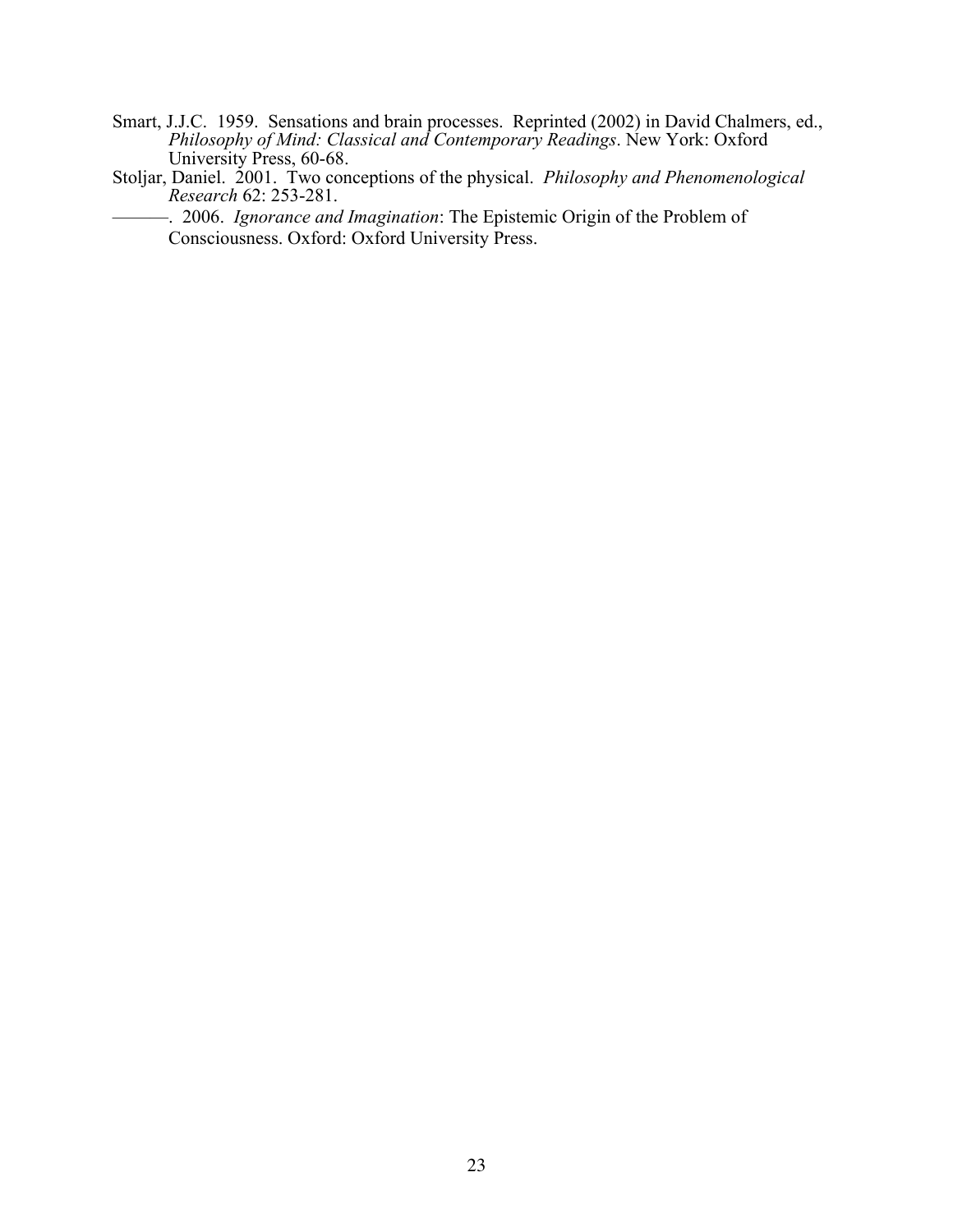Smart, J.J.C. 1959. Sensations and brain processes. Reprinted (2002) in David Chalmers, ed., *Philosophy of Mind: Classical and Contemporary Readings*. New York: Oxford University Press, 60-68.

Stoljar, Daniel. 2001. Two conceptions of the physical. *Philosophy and Phenomenological Research* 62: 253-281.

———. 2006. *Ignorance and Imagination*: The Epistemic Origin of the Problem of Consciousness. Oxford: Oxford University Press.